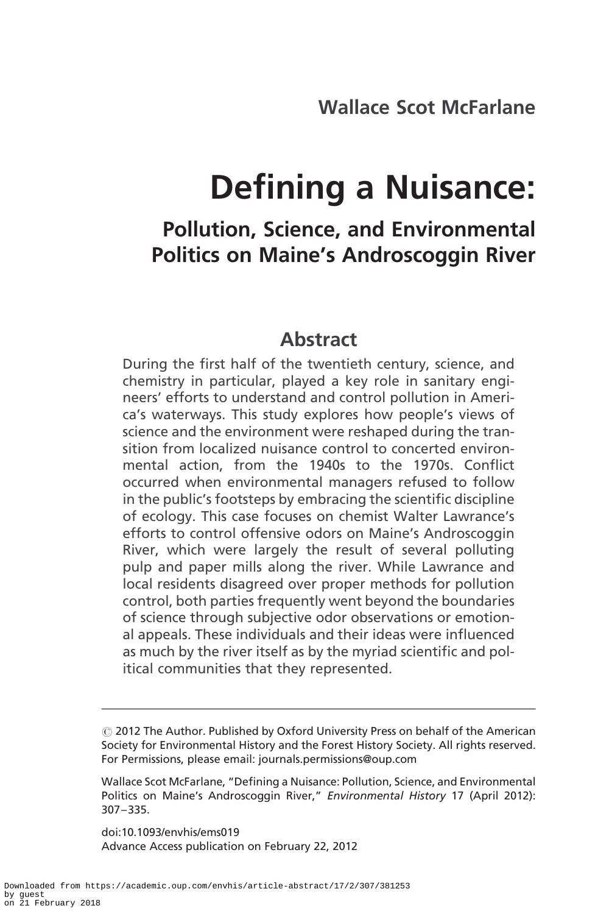Wallace Scot McFarlane

# Defining a Nuisance:

## Pollution, Science, and Environmental Politics on Maine's Androscoggin River

## Abstract

During the first half of the twentieth century, science, and chemistry in particular, played a key role in sanitary engineers' efforts to understand and control pollution in America's waterways. This study explores how people's views of science and the environment were reshaped during the transition from localized nuisance control to concerted environmental action, from the 1940s to the 1970s. Conflict occurred when environmental managers refused to follow in the public's footsteps by embracing the scientific discipline of ecology. This case focuses on chemist Walter Lawrance's efforts to control offensive odors on Maine's Androscoggin River, which were largely the result of several polluting pulp and paper mills along the river. While Lawrance and local residents disagreed over proper methods for pollution control, both parties frequently went beyond the boundaries of science through subjective odor observations or emotional appeals. These individuals and their ideas were influenced as much by the river itself as by the myriad scientific and political communities that they represented.

---

© 2012 The Author. Published by Oxford University Press on behalf of the American Society for Environmental History and the Forest History Society. All rights reserved. For Permissions, please email: journals.permissions@oup.com

Wallace Scot McFarlane, "Defining a Nuisance: Pollution, Science, and Environmental Politics on Maine's Androscoggin River," *Environmental History* 17 (April 2012): 307–335.

doi:10.1093/envhis/ems019
Advance Access publication on February 22, 2012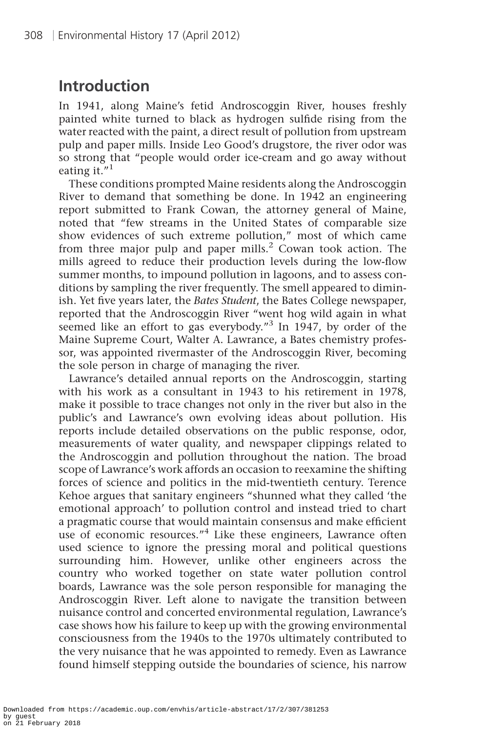## Introduction

In 1941, along Maine's fetid Androscoggin River, houses freshly painted white turned to black as hydrogen sulfide rising from the water reacted with the paint, a direct result of pollution from upstream pulp and paper mills. Inside Leo Good's drugstore, the river odor was so strong that "people would order ice-cream and go away without eating it."[1]

These conditions prompted Maine residents along the Androscoggin River to demand that something be done. In 1942 an engineering report submitted to Frank Cowan, the attorney general of Maine, noted that "few streams in the United States of comparable size show evidences of such extreme pollution," most of which came from three major pulp and paper mills.[2] Cowan took action. The mills agreed to reduce their production levels during the low-flow summer months, to impound pollution in lagoons, and to assess conditions by sampling the river frequently. The smell appeared to diminish. Yet five years later, the *Bates Student*, the Bates College newspaper, reported that the Androscoggin River "went hog wild again in what seemed like an effort to gas everybody."[3] In 1947, by order of the Maine Supreme Court, Walter A. Lawrance, a Bates chemistry professor, was appointed rivermaster of the Androscoggin River, becoming the sole person in charge of managing the river.

Lawrance's detailed annual reports on the Androscoggin, starting with his work as a consultant in 1943 to his retirement in 1978, make it possible to trace changes not only in the river but also in the public's and Lawrance's own evolving ideas about pollution. His reports include detailed observations on the public response, odor, measurements of water quality, and newspaper clippings related to the Androscoggin and pollution throughout the nation. The broad scope of Lawrance's work affords an occasion to reexamine the shifting forces of science and politics in the mid-twentieth century. Terence Kehoe argues that sanitary engineers "shunned what they called 'the emotional approach' to pollution control and instead tried to chart a pragmatic course that would maintain consensus and make efficient use of economic resources."[4] Like these engineers, Lawrance often used science to ignore the pressing moral and political questions surrounding him. However, unlike other engineers across the country who worked together on state water pollution control boards, Lawrance was the sole person responsible for managing the Androscoggin River. Left alone to navigate the transition between nuisance control and concerted environmental regulation, Lawrance's case shows how his failure to keep up with the growing environmental consciousness from the 1940s to the 1970s ultimately contributed to the very nuisance that he was appointed to remedy. Even as Lawrance found himself stepping outside the boundaries of science, his narrow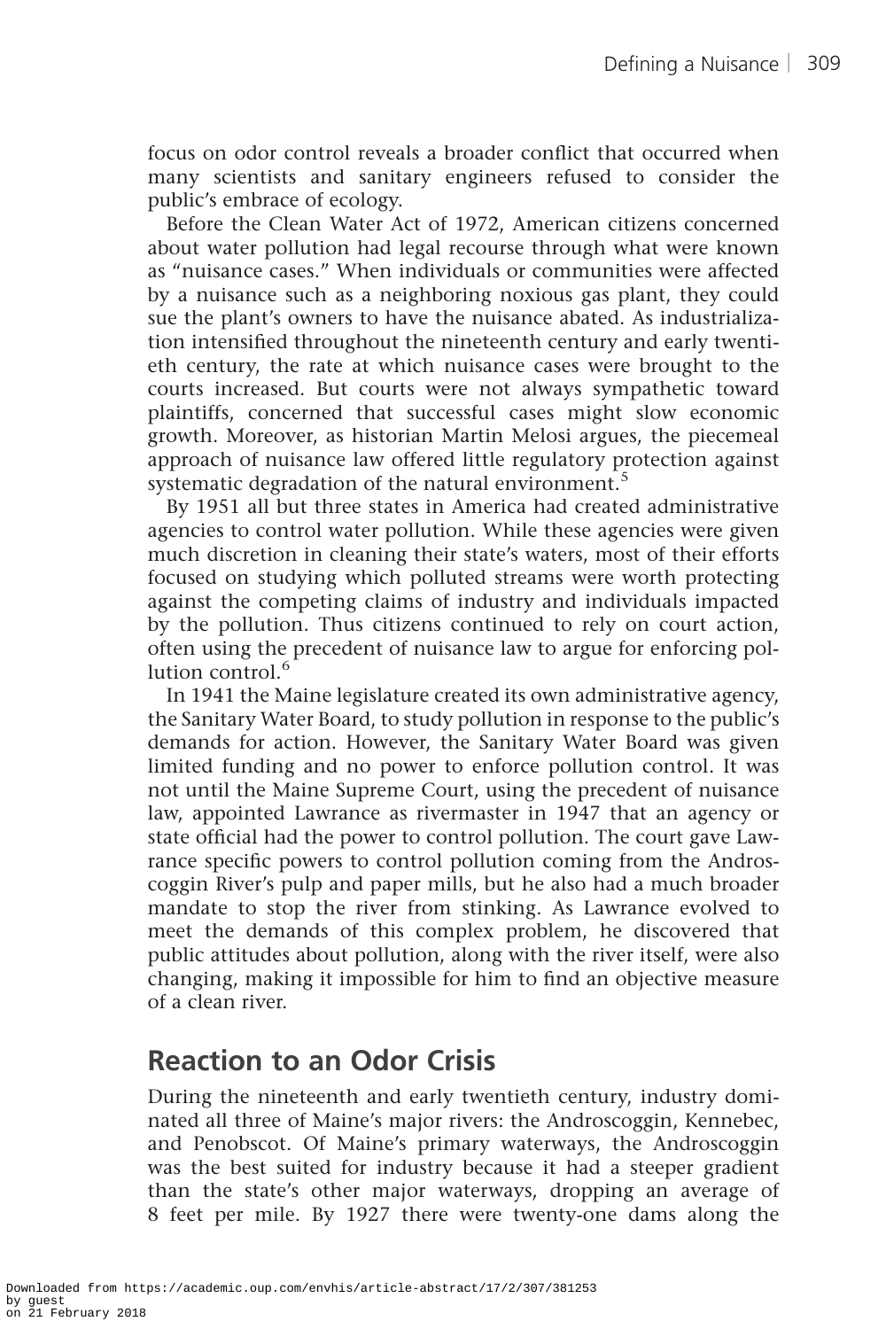focus on odor control reveals a broader conflict that occurred when many scientists and sanitary engineers refused to consider the public's embrace of ecology.

Before the Clean Water Act of 1972, American citizens concerned about water pollution had legal recourse through what were known as "nuisance cases." When individuals or communities were affected by a nuisance such as a neighboring noxious gas plant, they could sue the plant's owners to have the nuisance abated. As industrialization intensified throughout the nineteenth century and early twentieth century, the rate at which nuisance cases were brought to the courts increased. But courts were not always sympathetic toward plaintiffs, concerned that successful cases might slow economic growth. Moreover, as historian Martin Melosi argues, the piecemeal approach of nuisance law offered little regulatory protection against systematic degradation of the natural environment.[5]

By 1951 all but three states in America had created administrative agencies to control water pollution. While these agencies were given much discretion in cleaning their state's waters, most of their efforts focused on studying which polluted streams were worth protecting against the competing claims of industry and individuals impacted by the pollution. Thus citizens continued to rely on court action, often using the precedent of nuisance law to argue for enforcing pollution control.[6]

In 1941 the Maine legislature created its own administrative agency, the Sanitary Water Board, to study pollution in response to the public's demands for action. However, the Sanitary Water Board was given limited funding and no power to enforce pollution control. It was not until the Maine Supreme Court, using the precedent of nuisance law, appointed Lawrance as rivermaster in 1947 that an agency or state official had the power to control pollution. The court gave Lawrance specific powers to control pollution coming from the Androscoggin River's pulp and paper mills, but he also had a much broader mandate to stop the river from stinking. As Lawrance evolved to meet the demands of this complex problem, he discovered that public attitudes about pollution, along with the river itself, were also changing, making it impossible for him to find an objective measure of a clean river.

## Reaction to an Odor Crisis

During the nineteenth and early twentieth century, industry dominated all three of Maine's major rivers: the Androscoggin, Kennebec, and Penobscot. Of Maine's primary waterways, the Androscoggin was the best suited for industry because it had a steeper gradient than the state's other major waterways, dropping an average of 8 feet per mile. By 1927 there were twenty-one dams along the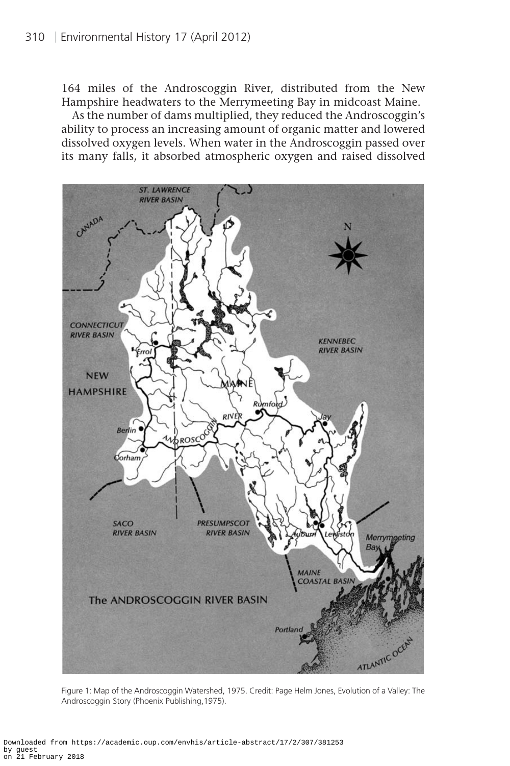164 miles of the Androscoggin River, distributed from the New Hampshire headwaters to the Merrymeeting Bay in midcoast Maine.

As the number of dams multiplied, they reduced the Androscoggin's ability to process an increasing amount of organic matter and lowered dissolved oxygen levels. When water in the Androscoggin passed over its many falls, it absorbed atmospheric oxygen and raised dissolved

Figure 1: Map of the Androscoggin Watershed, 1975. Credit: Page Helm Jones, Evolution of a Valley: The Androscoggin Story (Phoenix Publishing,1975).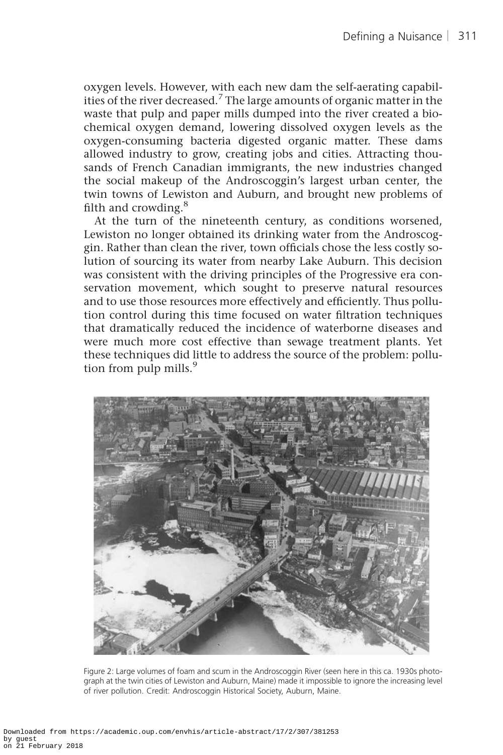oxygen levels. However, with each new dam the self-aerating capabilities of the river decreased.[7] The large amounts of organic matter in the waste that pulp and paper mills dumped into the river created a biochemical oxygen demand, lowering dissolved oxygen levels as the oxygen-consuming bacteria digested organic matter. These dams allowed industry to grow, creating jobs and cities. Attracting thousands of French Canadian immigrants, the new industries changed the social makeup of the Androscoggin's largest urban center, the twin towns of Lewiston and Auburn, and brought new problems of filth and crowding.[8]

At the turn of the nineteenth century, as conditions worsened, Lewiston no longer obtained its drinking water from the Androscoggin. Rather than clean the river, town officials chose the less costly solution of sourcing its water from nearby Lake Auburn. This decision was consistent with the driving principles of the Progressive era conservation movement, which sought to preserve natural resources and to use those resources more effectively and efficiently. Thus pollution control during this time focused on water filtration techniques that dramatically reduced the incidence of waterborne diseases and were much more cost effective than sewage treatment plants. Yet these techniques did little to address the source of the problem: pollution from pulp mills.[9]

Figure 2: Large volumes of foam and scum in the Androscoggin River (seen here in this ca. 1930s photograph at the twin cities of Lewiston and Auburn, Maine) made it impossible to ignore the increasing level of river pollution. Credit: Androscoggin Historical Society, Auburn, Maine.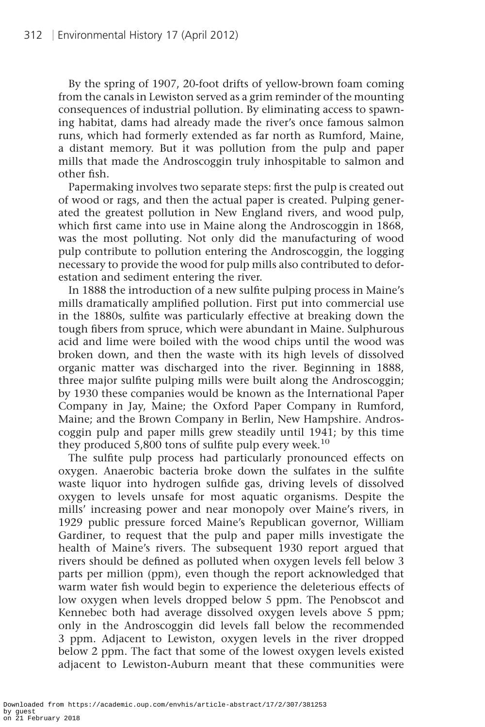By the spring of 1907, 20-foot drifts of yellow-brown foam coming from the canals in Lewiston served as a grim reminder of the mounting consequences of industrial pollution. By eliminating access to spawning habitat, dams had already made the river's once famous salmon runs, which had formerly extended as far north as Rumford, Maine, a distant memory. But it was pollution from the pulp and paper mills that made the Androscoggin truly inhospitable to salmon and other fish.

Papermaking involves two separate steps: first the pulp is created out of wood or rags, and then the actual paper is created. Pulping generated the greatest pollution in New England rivers, and wood pulp, which first came into use in Maine along the Androscoggin in 1868, was the most polluting. Not only did the manufacturing of wood pulp contribute to pollution entering the Androscoggin, the logging necessary to provide the wood for pulp mills also contributed to deforestation and sediment entering the river.

In 1888 the introduction of a new sulfite pulping process in Maine's mills dramatically amplified pollution. First put into commercial use in the 1880s, sulfite was particularly effective at breaking down the tough fibers from spruce, which were abundant in Maine. Sulphurous acid and lime were boiled with the wood chips until the wood was broken down, and then the waste with its high levels of dissolved organic matter was discharged into the river. Beginning in 1888, three major sulfite pulping mills were built along the Androscoggin; by 1930 these companies would be known as the International Paper Company in Jay, Maine; the Oxford Paper Company in Rumford, Maine; and the Brown Company in Berlin, New Hampshire. Androscoggin pulp and paper mills grew steadily until 1941; by this time they produced 5,800 tons of sulfite pulp every week.[10]

The sulfite pulp process had particularly pronounced effects on oxygen. Anaerobic bacteria broke down the sulfates in the sulfite waste liquor into hydrogen sulfide gas, driving levels of dissolved oxygen to levels unsafe for most aquatic organisms. Despite the mills' increasing power and near monopoly over Maine's rivers, in 1929 public pressure forced Maine's Republican governor, William Gardiner, to request that the pulp and paper mills investigate the health of Maine's rivers. The subsequent 1930 report argued that rivers should be defined as polluted when oxygen levels fell below 3 parts per million (ppm), even though the report acknowledged that warm water fish would begin to experience the deleterious effects of low oxygen when levels dropped below 5 ppm. The Penobscot and Kennebec both had average dissolved oxygen levels above 5 ppm; only in the Androscoggin did levels fall below the recommended 3 ppm. Adjacent to Lewiston, oxygen levels in the river dropped below 2 ppm. The fact that some of the lowest oxygen levels existed adjacent to Lewiston-Auburn meant that these communities were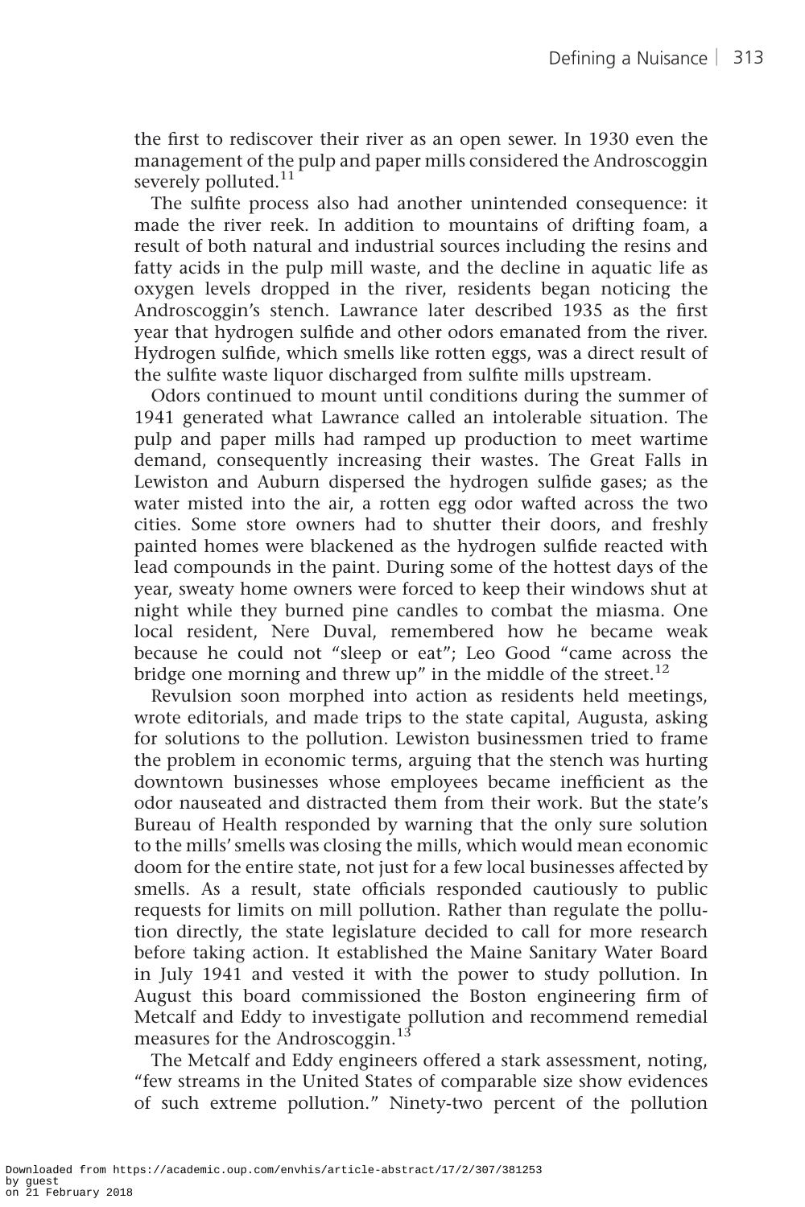the first to rediscover their river as an open sewer. In 1930 even the management of the pulp and paper mills considered the Androscoggin severely polluted.[11]

The sulfite process also had another unintended consequence: it made the river reek. In addition to mountains of drifting foam, a result of both natural and industrial sources including the resins and fatty acids in the pulp mill waste, and the decline in aquatic life as oxygen levels dropped in the river, residents began noticing the Androscoggin's stench. Lawrance later described 1935 as the first year that hydrogen sulfide and other odors emanated from the river. Hydrogen sulfide, which smells like rotten eggs, was a direct result of the sulfite waste liquor discharged from sulfite mills upstream.

Odors continued to mount until conditions during the summer of 1941 generated what Lawrance called an intolerable situation. The pulp and paper mills had ramped up production to meet wartime demand, consequently increasing their wastes. The Great Falls in Lewiston and Auburn dispersed the hydrogen sulfide gases; as the water misted into the air, a rotten egg odor wafted across the two cities. Some store owners had to shutter their doors, and freshly painted homes were blackened as the hydrogen sulfide reacted with lead compounds in the paint. During some of the hottest days of the year, sweaty home owners were forced to keep their windows shut at night while they burned pine candles to combat the miasma. One local resident, Nere Duval, remembered how he became weak because he could not "sleep or eat"; Leo Good "came across the bridge one morning and threw up" in the middle of the street.[12]

Revulsion soon morphed into action as residents held meetings, wrote editorials, and made trips to the state capital, Augusta, asking for solutions to the pollution. Lewiston businessmen tried to frame the problem in economic terms, arguing that the stench was hurting downtown businesses whose employees became inefficient as the odor nauseated and distracted them from their work. But the state's Bureau of Health responded by warning that the only sure solution to the mills' smells was closing the mills, which would mean economic doom for the entire state, not just for a few local businesses affected by smells. As a result, state officials responded cautiously to public requests for limits on mill pollution. Rather than regulate the pollution directly, the state legislature decided to call for more research before taking action. It established the Maine Sanitary Water Board in July 1941 and vested it with the power to study pollution. In August this board commissioned the Boston engineering firm of Metcalf and Eddy to investigate pollution and recommend remedial measures for the Androscoggin.[13]

The Metcalf and Eddy engineers offered a stark assessment, noting, "few streams in the United States of comparable size show evidences of such extreme pollution." Ninety-two percent of the pollution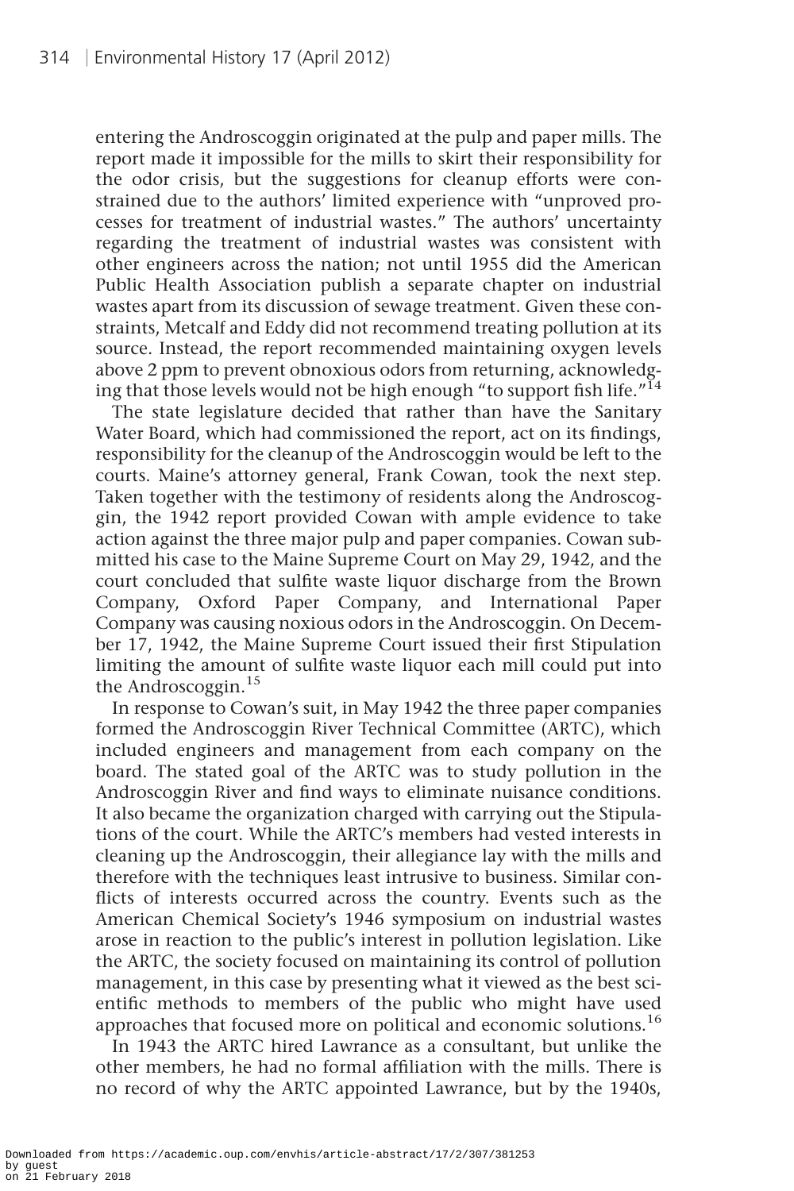entering the Androscoggin originated at the pulp and paper mills. The report made it impossible for the mills to skirt their responsibility for the odor crisis, but the suggestions for cleanup efforts were constrained due to the authors' limited experience with "unproved processes for treatment of industrial wastes." The authors' uncertainty regarding the treatment of industrial wastes was consistent with other engineers across the nation; not until 1955 did the American Public Health Association publish a separate chapter on industrial wastes apart from its discussion of sewage treatment. Given these constraints, Metcalf and Eddy did not recommend treating pollution at its source. Instead, the report recommended maintaining oxygen levels above 2 ppm to prevent obnoxious odors from returning, acknowledging that those levels would not be high enough "to support fish life."[14]

The state legislature decided that rather than have the Sanitary Water Board, which had commissioned the report, act on its findings, responsibility for the cleanup of the Androscoggin would be left to the courts. Maine's attorney general, Frank Cowan, took the next step. Taken together with the testimony of residents along the Androscoggin, the 1942 report provided Cowan with ample evidence to take action against the three major pulp and paper companies. Cowan submitted his case to the Maine Supreme Court on May 29, 1942, and the court concluded that sulfite waste liquor discharge from the Brown Company, Oxford Paper Company, and International Paper Company was causing noxious odors in the Androscoggin. On December 17, 1942, the Maine Supreme Court issued their first Stipulation limiting the amount of sulfite waste liquor each mill could put into the Androscoggin.[15]

In response to Cowan's suit, in May 1942 the three paper companies formed the Androscoggin River Technical Committee (ARTC), which included engineers and management from each company on the board. The stated goal of the ARTC was to study pollution in the Androscoggin River and find ways to eliminate nuisance conditions. It also became the organization charged with carrying out the Stipulations of the court. While the ARTC's members had vested interests in cleaning up the Androscoggin, their allegiance lay with the mills and therefore with the techniques least intrusive to business. Similar conflicts of interests occurred across the country. Events such as the American Chemical Society's 1946 symposium on industrial wastes arose in reaction to the public's interest in pollution legislation. Like the ARTC, the society focused on maintaining its control of pollution management, in this case by presenting what it viewed as the best scientific methods to members of the public who might have used approaches that focused more on political and economic solutions.[16]

In 1943 the ARTC hired Lawrance as a consultant, but unlike the other members, he had no formal affiliation with the mills. There is no record of why the ARTC appointed Lawrance, but by the 1940s,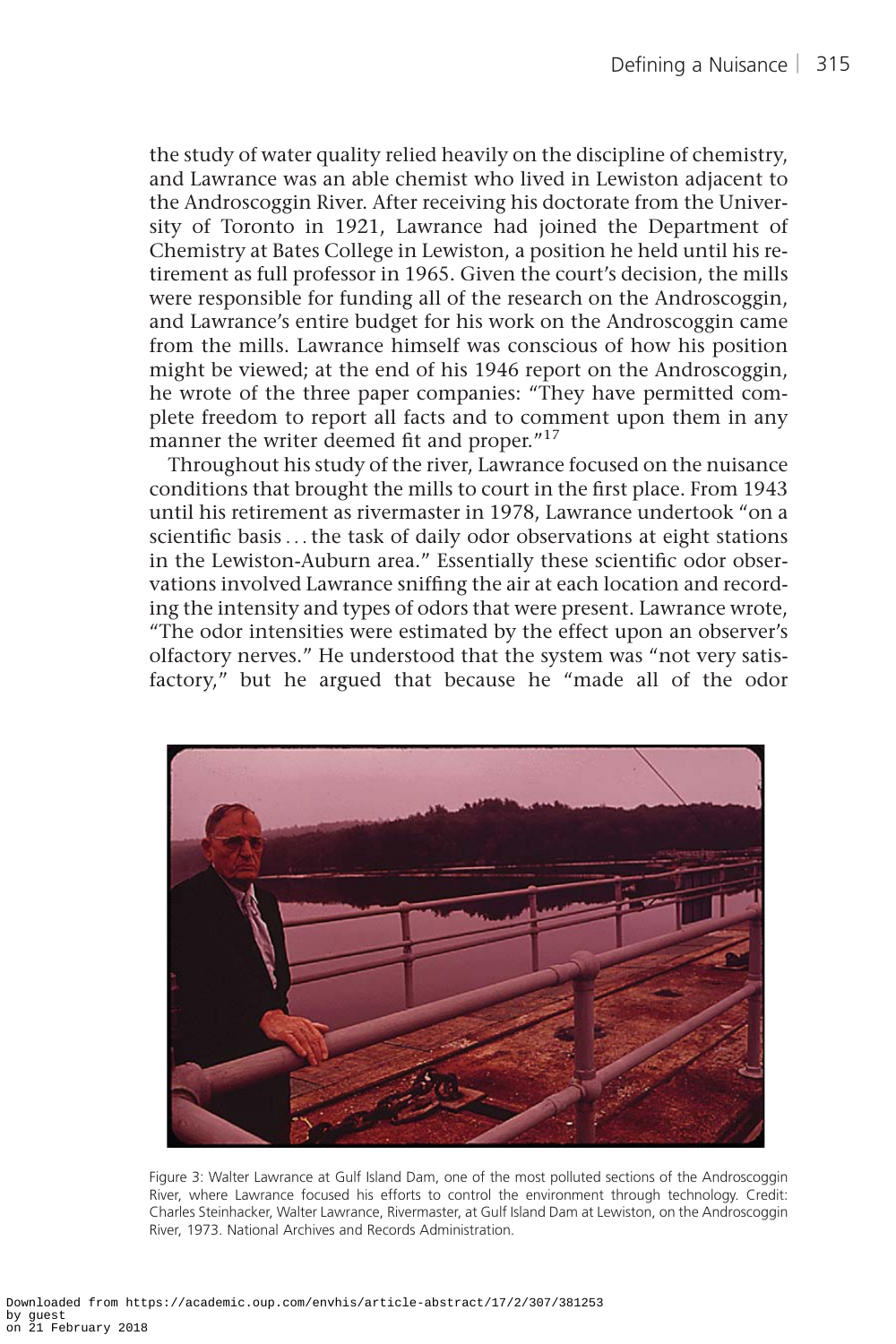the study of water quality relied heavily on the discipline of chemistry, and Lawrance was an able chemist who lived in Lewiston adjacent to the Androscoggin River. After receiving his doctorate from the University of Toronto in 1921, Lawrance had joined the Department of Chemistry at Bates College in Lewiston, a position he held until his retirement as full professor in 1965. Given the court's decision, the mills were responsible for funding all of the research on the Androscoggin, and Lawrance's entire budget for his work on the Androscoggin came from the mills. Lawrance himself was conscious of how his position might be viewed; at the end of his 1946 report on the Androscoggin, he wrote of the three paper companies: "They have permitted complete freedom to report all facts and to comment upon them in any manner the writer deemed fit and proper."[17]

Throughout his study of the river, Lawrance focused on the nuisance conditions that brought the mills to court in the first place. From 1943 until his retirement as rivermaster in 1978, Lawrance undertook "on a scientific basis . . . the task of daily odor observations at eight stations in the Lewiston-Auburn area." Essentially these scientific odor observations involved Lawrance sniffing the air at each location and recording the intensity and types of odors that were present. Lawrance wrote, "The odor intensities were estimated by the effect upon an observer's olfactory nerves." He understood that the system was "not very satisfactory," but he argued that because he "made all of the odor

Figure 3: Walter Lawrance at Gulf Island Dam, one of the most polluted sections of the Androscoggin River, where Lawrance focused his efforts to control the environment through technology. Credit: Charles Steinhacker, Walter Lawrance, Rivermaster, at Gulf Island Dam at Lewiston, on the Androscoggin River, 1973. National Archives and Records Administration.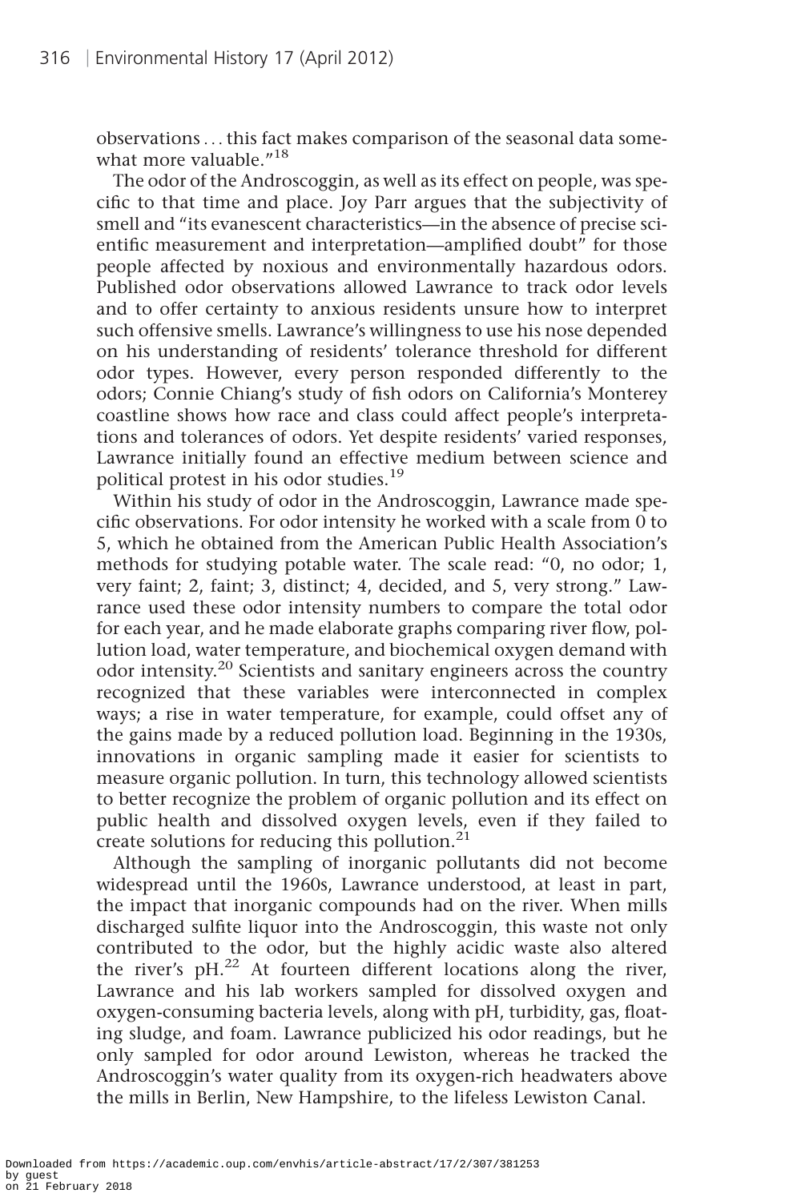observations . . . this fact makes comparison of the seasonal data somewhat more valuable."[18]

The odor of the Androscoggin, as well as its effect on people, was specific to that time and place. Joy Parr argues that the subjectivity of smell and "its evanescent characteristics—in the absence of precise scientific measurement and interpretation—amplified doubt" for those people affected by noxious and environmentally hazardous odors. Published odor observations allowed Lawrance to track odor levels and to offer certainty to anxious residents unsure how to interpret such offensive smells. Lawrance's willingness to use his nose depended on his understanding of residents' tolerance threshold for different odor types. However, every person responded differently to the odors; Connie Chiang's study of fish odors on California's Monterey coastline shows how race and class could affect people's interpretations and tolerances of odors. Yet despite residents' varied responses, Lawrance initially found an effective medium between science and political protest in his odor studies.[19]

Within his study of odor in the Androscoggin, Lawrance made specific observations. For odor intensity he worked with a scale from 0 to 5, which he obtained from the American Public Health Association's methods for studying potable water. The scale read: "0, no odor; 1, very faint; 2, faint; 3, distinct; 4, decided, and 5, very strong." Lawrance used these odor intensity numbers to compare the total odor for each year, and he made elaborate graphs comparing river flow, pollution load, water temperature, and biochemical oxygen demand with odor intensity.[20] Scientists and sanitary engineers across the country recognized that these variables were interconnected in complex ways; a rise in water temperature, for example, could offset any of the gains made by a reduced pollution load. Beginning in the 1930s, innovations in organic sampling made it easier for scientists to measure organic pollution. In turn, this technology allowed scientists to better recognize the problem of organic pollution and its effect on public health and dissolved oxygen levels, even if they failed to create solutions for reducing this pollution.[21]

Although the sampling of inorganic pollutants did not become widespread until the 1960s, Lawrance understood, at least in part, the impact that inorganic compounds had on the river. When mills discharged sulfite liquor into the Androscoggin, this waste not only contributed to the odor, but the highly acidic waste also altered the river's pH.[22] At fourteen different locations along the river, Lawrance and his lab workers sampled for dissolved oxygen and oxygen-consuming bacteria levels, along with pH, turbidity, gas, floating sludge, and foam. Lawrance publicized his odor readings, but he only sampled for odor around Lewiston, whereas he tracked the Androscoggin's water quality from its oxygen-rich headwaters above the mills in Berlin, New Hampshire, to the lifeless Lewiston Canal.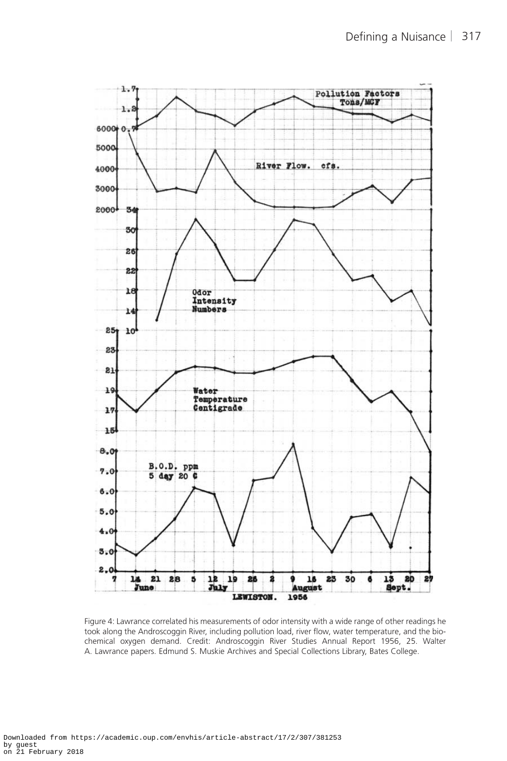Figure 4: Lawrance correlated his measurements of odor intensity with a wide range of other readings he took along the Androscoggin River, including pollution load, river flow, water temperature, and the biochemical oxygen demand. Credit: Androscoggin River Studies Annual Report 1956, 25. Walter A. Lawrance papers. Edmund S. Muskie Archives and Special Collections Library, Bates College.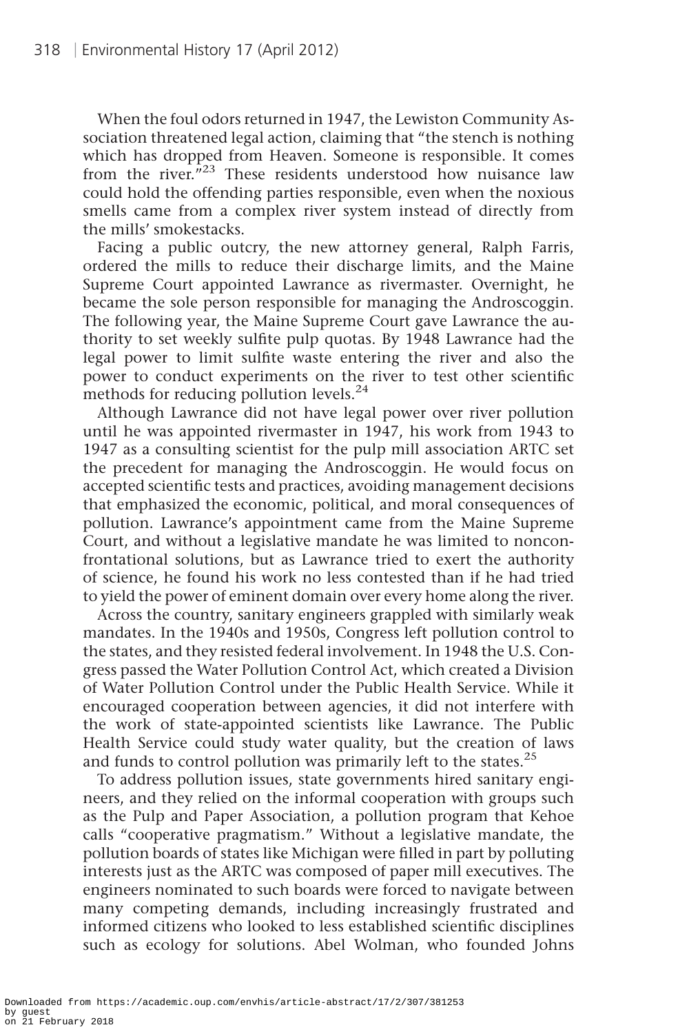When the foul odors returned in 1947, the Lewiston Community Association threatened legal action, claiming that "the stench is nothing which has dropped from Heaven. Someone is responsible. It comes from the river."[23] These residents understood how nuisance law could hold the offending parties responsible, even when the noxious smells came from a complex river system instead of directly from the mills' smokestacks.

Facing a public outcry, the new attorney general, Ralph Farris, ordered the mills to reduce their discharge limits, and the Maine Supreme Court appointed Lawrance as rivermaster. Overnight, he became the sole person responsible for managing the Androscoggin. The following year, the Maine Supreme Court gave Lawrance the authority to set weekly sulfite pulp quotas. By 1948 Lawrance had the legal power to limit sulfite waste entering the river and also the power to conduct experiments on the river to test other scientific methods for reducing pollution levels.[24]

Although Lawrance did not have legal power over river pollution until he was appointed rivermaster in 1947, his work from 1943 to 1947 as a consulting scientist for the pulp mill association ARTC set the precedent for managing the Androscoggin. He would focus on accepted scientific tests and practices, avoiding management decisions that emphasized the economic, political, and moral consequences of pollution. Lawrance's appointment came from the Maine Supreme Court, and without a legislative mandate he was limited to nonconfrontational solutions, but as Lawrance tried to exert the authority of science, he found his work no less contested than if he had tried to yield the power of eminent domain over every home along the river.

Across the country, sanitary engineers grappled with similarly weak mandates. In the 1940s and 1950s, Congress left pollution control to the states, and they resisted federal involvement. In 1948 the U.S. Congress passed the Water Pollution Control Act, which created a Division of Water Pollution Control under the Public Health Service. While it encouraged cooperation between agencies, it did not interfere with the work of state-appointed scientists like Lawrance. The Public Health Service could study water quality, but the creation of laws and funds to control pollution was primarily left to the states.[25]

To address pollution issues, state governments hired sanitary engineers, and they relied on the informal cooperation with groups such as the Pulp and Paper Association, a pollution program that Kehoe calls "cooperative pragmatism." Without a legislative mandate, the pollution boards of states like Michigan were filled in part by polluting interests just as the ARTC was composed of paper mill executives. The engineers nominated to such boards were forced to navigate between many competing demands, including increasingly frustrated and informed citizens who looked to less established scientific disciplines such as ecology for solutions. Abel Wolman, who founded Johns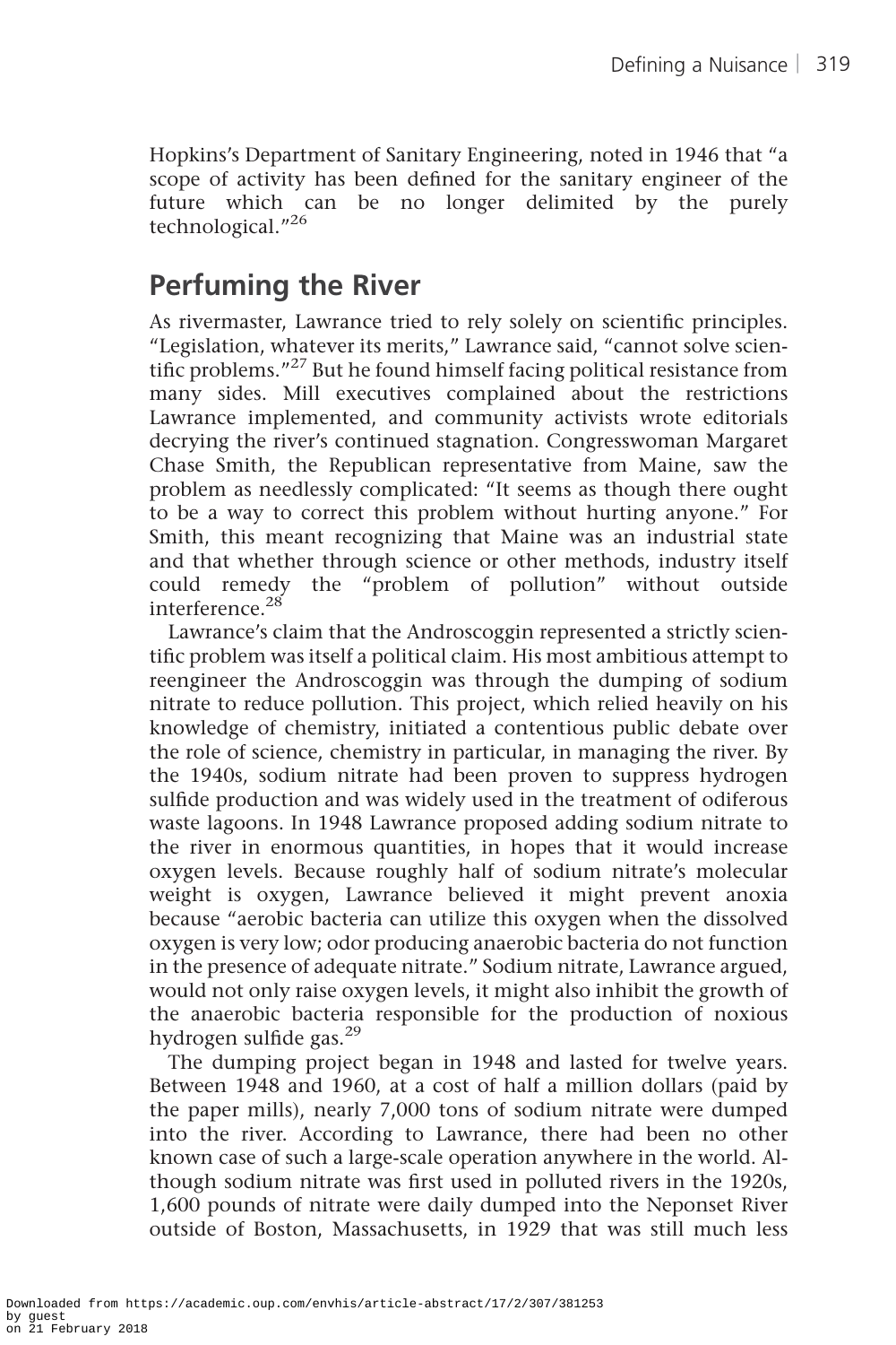Hopkins's Department of Sanitary Engineering, noted in 1946 that "a scope of activity has been defined for the sanitary engineer of the future which can be no longer delimited by the purely technological."[26]

## Perfuming the River

As rivermaster, Lawrance tried to rely solely on scientific principles. "Legislation, whatever its merits," Lawrance said, "cannot solve scientific problems."[27] But he found himself facing political resistance from many sides. Mill executives complained about the restrictions Lawrance implemented, and community activists wrote editorials decrying the river's continued stagnation. Congresswoman Margaret Chase Smith, the Republican representative from Maine, saw the problem as needlessly complicated: "It seems as though there ought to be a way to correct this problem without hurting anyone." For Smith, this meant recognizing that Maine was an industrial state and that whether through science or other methods, industry itself could remedy the "problem of pollution" without outside interference.[28]

Lawrance's claim that the Androscoggin represented a strictly scientific problem was itself a political claim. His most ambitious attempt to reengineer the Androscoggin was through the dumping of sodium nitrate to reduce pollution. This project, which relied heavily on his knowledge of chemistry, initiated a contentious public debate over the role of science, chemistry in particular, in managing the river. By the 1940s, sodium nitrate had been proven to suppress hydrogen sulfide production and was widely used in the treatment of odiferous waste lagoons. In 1948 Lawrance proposed adding sodium nitrate to the river in enormous quantities, in hopes that it would increase oxygen levels. Because roughly half of sodium nitrate's molecular weight is oxygen, Lawrance believed it might prevent anoxia because "aerobic bacteria can utilize this oxygen when the dissolved oxygen is very low; odor producing anaerobic bacteria do not function in the presence of adequate nitrate." Sodium nitrate, Lawrance argued, would not only raise oxygen levels, it might also inhibit the growth of the anaerobic bacteria responsible for the production of noxious hydrogen sulfide gas.[29]

The dumping project began in 1948 and lasted for twelve years. Between 1948 and 1960, at a cost of half a million dollars (paid by the paper mills), nearly 7,000 tons of sodium nitrate were dumped into the river. According to Lawrance, there had been no other known case of such a large-scale operation anywhere in the world. Although sodium nitrate was first used in polluted rivers in the 1920s, 1,600 pounds of nitrate were daily dumped into the Neponset River outside of Boston, Massachusetts, in 1929 that was still much less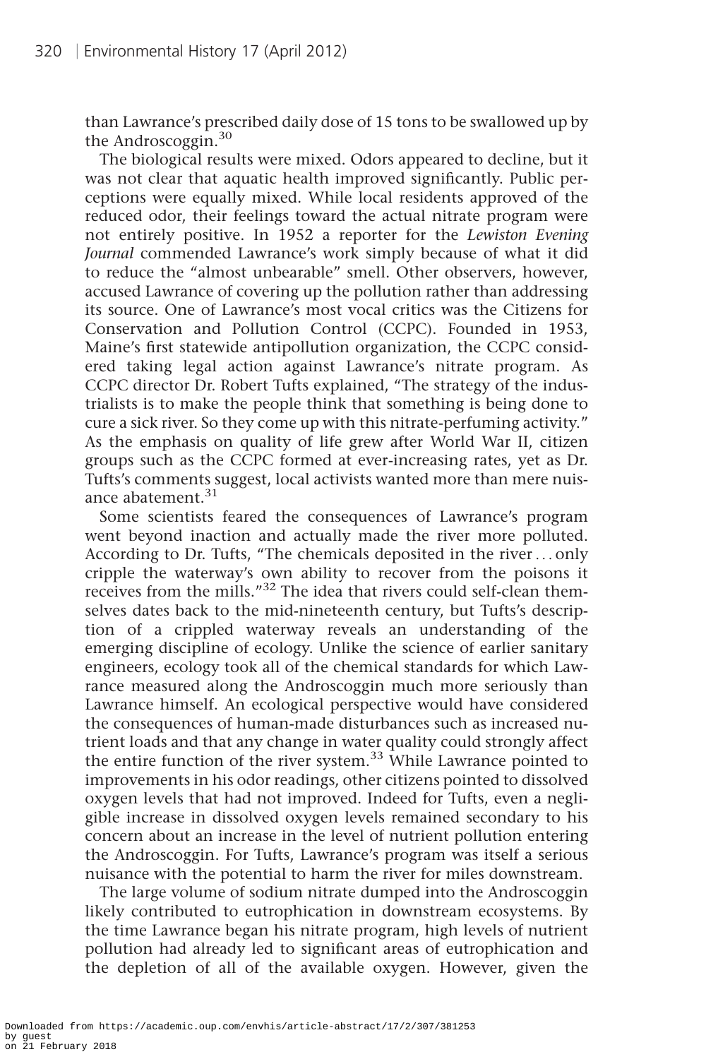than Lawrance's prescribed daily dose of 15 tons to be swallowed up by the Androscoggin.[30]

The biological results were mixed. Odors appeared to decline, but it was not clear that aquatic health improved significantly. Public perceptions were equally mixed. While local residents approved of the reduced odor, their feelings toward the actual nitrate program were not entirely positive. In 1952 a reporter for the *Lewiston Evening Journal* commended Lawrance's work simply because of what it did to reduce the "almost unbearable" smell. Other observers, however, accused Lawrance of covering up the pollution rather than addressing its source. One of Lawrance's most vocal critics was the Citizens for Conservation and Pollution Control (CCPC). Founded in 1953, Maine's first statewide antipollution organization, the CCPC considered taking legal action against Lawrance's nitrate program. As CCPC director Dr. Robert Tufts explained, "The strategy of the industrialists is to make the people think that something is being done to cure a sick river. So they come up with this nitrate-perfuming activity." As the emphasis on quality of life grew after World War II, citizen groups such as the CCPC formed at ever-increasing rates, yet as Dr. Tufts's comments suggest, local activists wanted more than mere nuisance abatement.[31]

Some scientists feared the consequences of Lawrance's program went beyond inaction and actually made the river more polluted. According to Dr. Tufts, "The chemicals deposited in the river . . . only cripple the waterway's own ability to recover from the poisons it receives from the mills."[32] The idea that rivers could self-clean themselves dates back to the mid-nineteenth century, but Tufts's description of a crippled waterway reveals an understanding of the emerging discipline of ecology. Unlike the science of earlier sanitary engineers, ecology took all of the chemical standards for which Lawrance measured along the Androscoggin much more seriously than Lawrance himself. An ecological perspective would have considered the consequences of human-made disturbances such as increased nutrient loads and that any change in water quality could strongly affect the entire function of the river system.[33] While Lawrance pointed to improvements in his odor readings, other citizens pointed to dissolved oxygen levels that had not improved. Indeed for Tufts, even a negligible increase in dissolved oxygen levels remained secondary to his concern about an increase in the level of nutrient pollution entering the Androscoggin. For Tufts, Lawrance's program was itself a serious nuisance with the potential to harm the river for miles downstream.

The large volume of sodium nitrate dumped into the Androscoggin likely contributed to eutrophication in downstream ecosystems. By the time Lawrance began his nitrate program, high levels of nutrient pollution had already led to significant areas of eutrophication and the depletion of all of the available oxygen. However, given the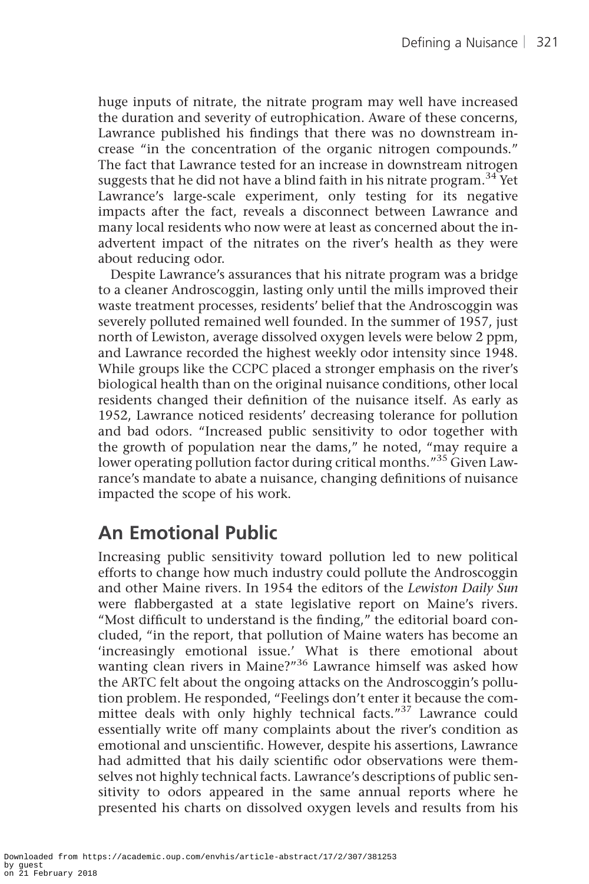huge inputs of nitrate, the nitrate program may well have increased the duration and severity of eutrophication. Aware of these concerns, Lawrance published his findings that there was no downstream increase "in the concentration of the organic nitrogen compounds." The fact that Lawrance tested for an increase in downstream nitrogen suggests that he did not have a blind faith in his nitrate program.[34] Yet Lawrance's large-scale experiment, only testing for its negative impacts after the fact, reveals a disconnect between Lawrance and many local residents who now were at least as concerned about the inadvertent impact of the nitrates on the river's health as they were about reducing odor.

Despite Lawrance's assurances that his nitrate program was a bridge to a cleaner Androscoggin, lasting only until the mills improved their waste treatment processes, residents' belief that the Androscoggin was severely polluted remained well founded. In the summer of 1957, just north of Lewiston, average dissolved oxygen levels were below 2 ppm, and Lawrance recorded the highest weekly odor intensity since 1948. While groups like the CCPC placed a stronger emphasis on the river's biological health than on the original nuisance conditions, other local residents changed their definition of the nuisance itself. As early as 1952, Lawrance noticed residents' decreasing tolerance for pollution and bad odors. "Increased public sensitivity to odor together with the growth of population near the dams," he noted, "may require a lower operating pollution factor during critical months."[35] Given Lawrance's mandate to abate a nuisance, changing definitions of nuisance impacted the scope of his work.

## An Emotional Public

Increasing public sensitivity toward pollution led to new political efforts to change how much industry could pollute the Androscoggin and other Maine rivers. In 1954 the editors of the *Lewiston Daily Sun* were flabbergasted at a state legislative report on Maine's rivers. "Most difficult to understand is the finding," the editorial board concluded, "in the report, that pollution of Maine waters has become an 'increasingly emotional issue.' What is there emotional about wanting clean rivers in Maine?"[36] Lawrance himself was asked how the ARTC felt about the ongoing attacks on the Androscoggin's pollution problem. He responded, "Feelings don't enter it because the committee deals with only highly technical facts."[37] Lawrance could essentially write off many complaints about the river's condition as emotional and unscientific. However, despite his assertions, Lawrance had admitted that his daily scientific odor observations were themselves not highly technical facts. Lawrance's descriptions of public sensitivity to odors appeared in the same annual reports where he presented his charts on dissolved oxygen levels and results from his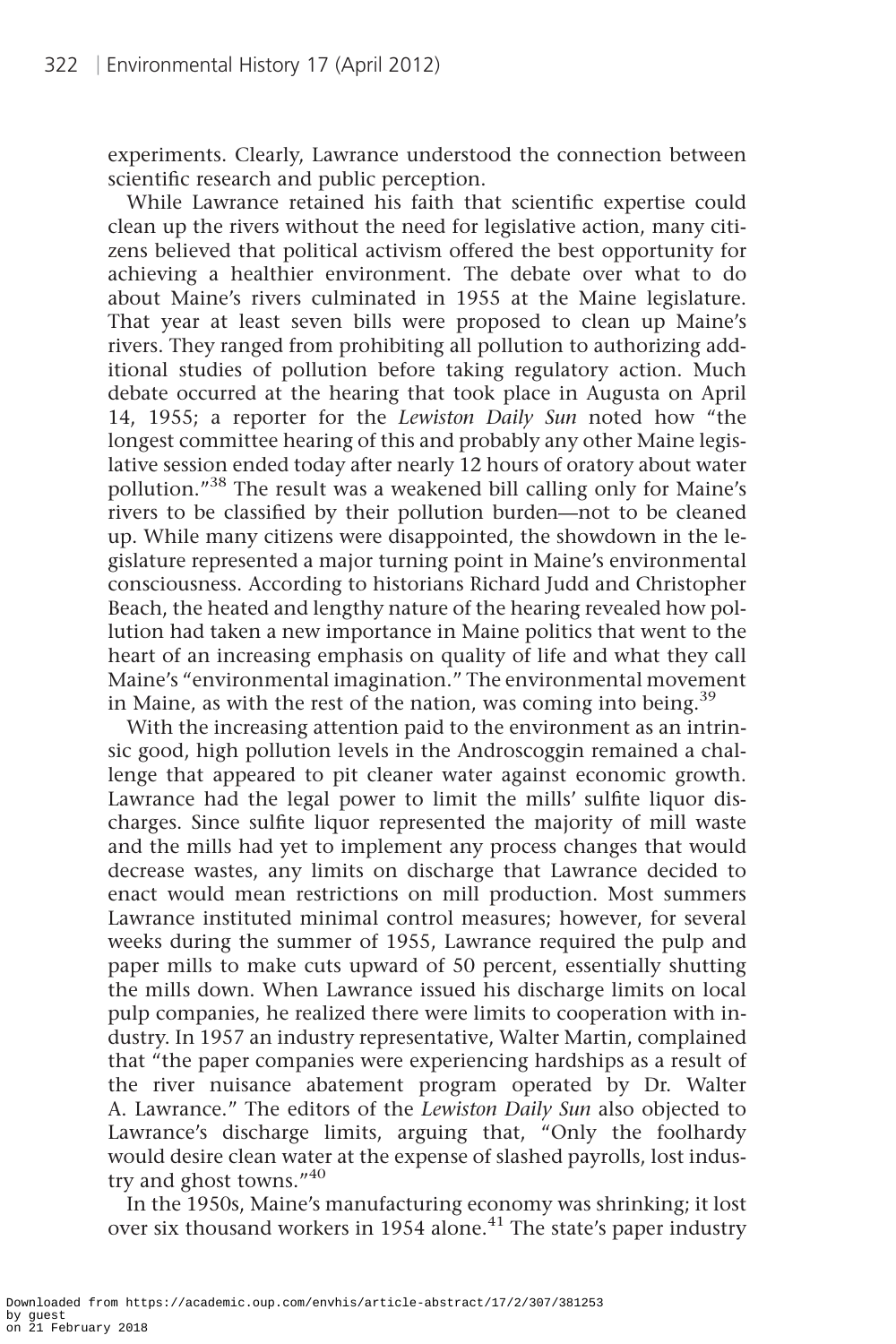experiments. Clearly, Lawrance understood the connection between scientific research and public perception.

While Lawrance retained his faith that scientific expertise could clean up the rivers without the need for legislative action, many citizens believed that political activism offered the best opportunity for achieving a healthier environment. The debate over what to do about Maine's rivers culminated in 1955 at the Maine legislature. That year at least seven bills were proposed to clean up Maine's rivers. They ranged from prohibiting all pollution to authorizing additional studies of pollution before taking regulatory action. Much debate occurred at the hearing that took place in Augusta on April 14, 1955; a reporter for the *Lewiston Daily Sun* noted how "the longest committee hearing of this and probably any other Maine legislative session ended today after nearly 12 hours of oratory about water pollution."[38] The result was a weakened bill calling only for Maine's rivers to be classified by their pollution burden—not to be cleaned up. While many citizens were disappointed, the showdown in the legislature represented a major turning point in Maine's environmental consciousness. According to historians Richard Judd and Christopher Beach, the heated and lengthy nature of the hearing revealed how pollution had taken a new importance in Maine politics that went to the heart of an increasing emphasis on quality of life and what they call Maine's "environmental imagination." The environmental movement in Maine, as with the rest of the nation, was coming into being.[39]

With the increasing attention paid to the environment as an intrinsic good, high pollution levels in the Androscoggin remained a challenge that appeared to pit cleaner water against economic growth. Lawrance had the legal power to limit the mills' sulfite liquor discharges. Since sulfite liquor represented the majority of mill waste and the mills had yet to implement any process changes that would decrease wastes, any limits on discharge that Lawrance decided to enact would mean restrictions on mill production. Most summers Lawrance instituted minimal control measures; however, for several weeks during the summer of 1955, Lawrance required the pulp and paper mills to make cuts upward of 50 percent, essentially shutting the mills down. When Lawrance issued his discharge limits on local pulp companies, he realized there were limits to cooperation with industry. In 1957 an industry representative, Walter Martin, complained that "the paper companies were experiencing hardships as a result of the river nuisance abatement program operated by Dr. Walter A. Lawrance." The editors of the *Lewiston Daily Sun* also objected to Lawrance's discharge limits, arguing that, "Only the foolhardy would desire clean water at the expense of slashed payrolls, lost industry and ghost towns."[40]

In the 1950s, Maine's manufacturing economy was shrinking; it lost over six thousand workers in 1954 alone.[41] The state's paper industry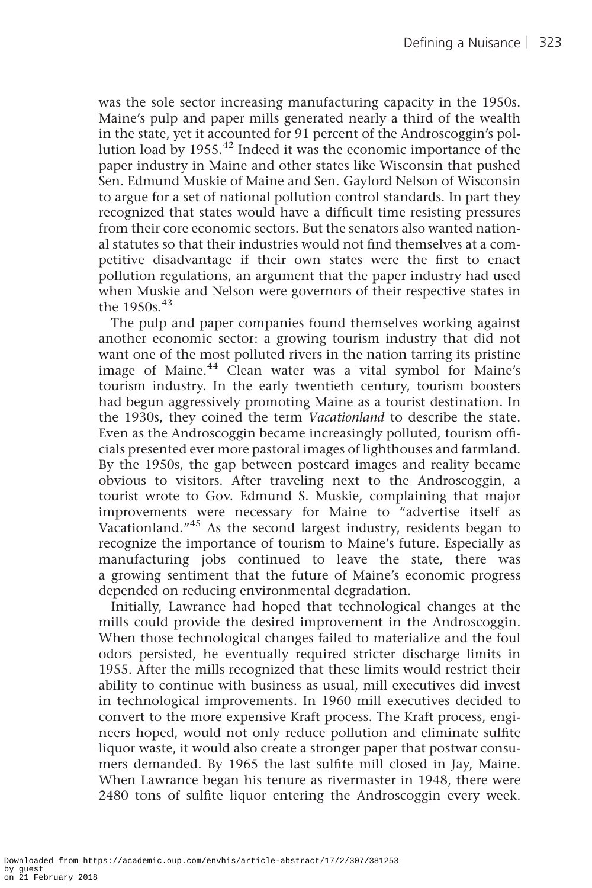was the sole sector increasing manufacturing capacity in the 1950s. Maine's pulp and paper mills generated nearly a third of the wealth in the state, yet it accounted for 91 percent of the Androscoggin's pollution load by 1955.[42] Indeed it was the economic importance of the paper industry in Maine and other states like Wisconsin that pushed Sen. Edmund Muskie of Maine and Sen. Gaylord Nelson of Wisconsin to argue for a set of national pollution control standards. In part they recognized that states would have a difficult time resisting pressures from their core economic sectors. But the senators also wanted national statutes so that their industries would not find themselves at a competitive disadvantage if their own states were the first to enact pollution regulations, an argument that the paper industry had used when Muskie and Nelson were governors of their respective states in the 1950s.[43]

The pulp and paper companies found themselves working against another economic sector: a growing tourism industry that did not want one of the most polluted rivers in the nation tarring its pristine image of Maine.[44] Clean water was a vital symbol for Maine's tourism industry. In the early twentieth century, tourism boosters had begun aggressively promoting Maine as a tourist destination. In the 1930s, they coined the term *Vacationland* to describe the state. Even as the Androscoggin became increasingly polluted, tourism officials presented ever more pastoral images of lighthouses and farmland. By the 1950s, the gap between postcard images and reality became obvious to visitors. After traveling next to the Androscoggin, a tourist wrote to Gov. Edmund S. Muskie, complaining that major improvements were necessary for Maine to "advertise itself as Vacationland."[45] As the second largest industry, residents began to recognize the importance of tourism to Maine's future. Especially as manufacturing jobs continued to leave the state, there was a growing sentiment that the future of Maine's economic progress depended on reducing environmental degradation.

Initially, Lawrance had hoped that technological changes at the mills could provide the desired improvement in the Androscoggin. When those technological changes failed to materialize and the foul odors persisted, he eventually required stricter discharge limits in 1955. After the mills recognized that these limits would restrict their ability to continue with business as usual, mill executives did invest in technological improvements. In 1960 mill executives decided to convert to the more expensive Kraft process. The Kraft process, engineers hoped, would not only reduce pollution and eliminate sulfite liquor waste, it would also create a stronger paper that postwar consumers demanded. By 1965 the last sulfite mill closed in Jay, Maine. When Lawrance began his tenure as rivermaster in 1948, there were 2480 tons of sulfite liquor entering the Androscoggin every week.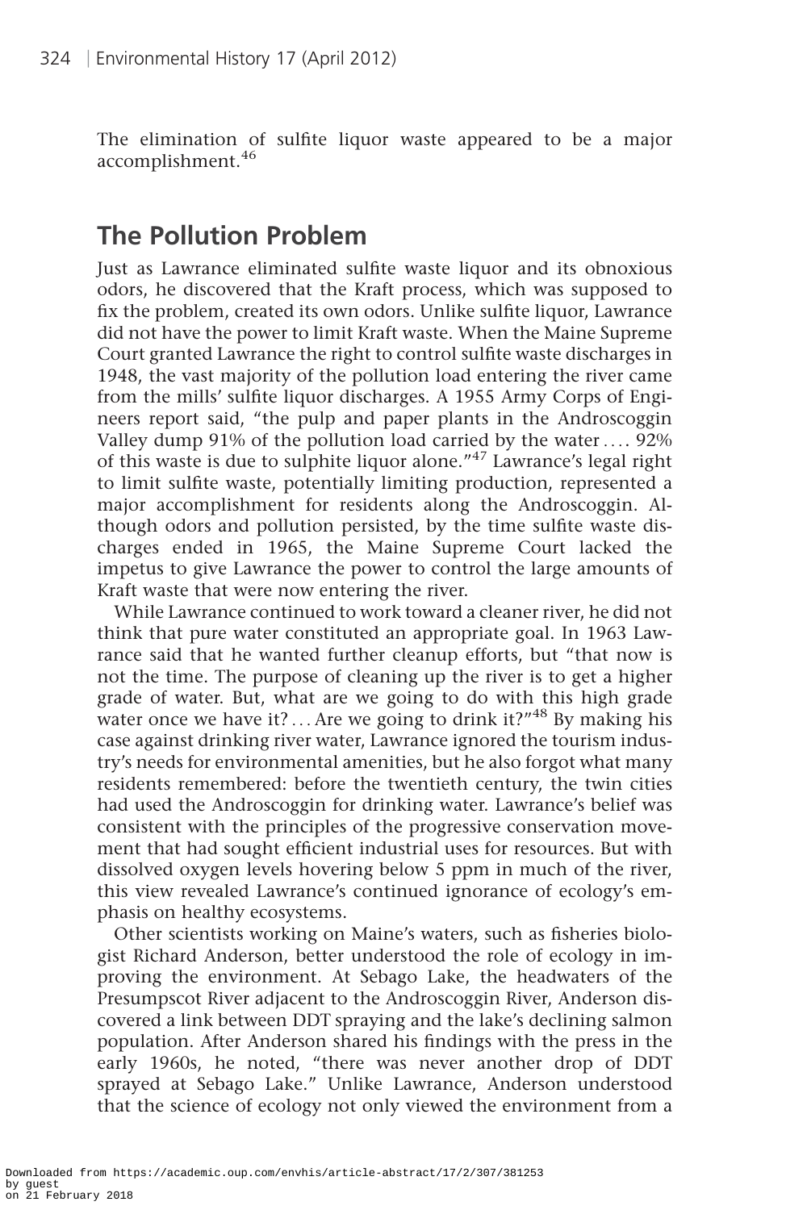The elimination of sulfite liquor waste appeared to be a major accomplishment.[46]

## The Pollution Problem

Just as Lawrance eliminated sulfite waste liquor and its obnoxious odors, he discovered that the Kraft process, which was supposed to fix the problem, created its own odors. Unlike sulfite liquor, Lawrance did not have the power to limit Kraft waste. When the Maine Supreme Court granted Lawrance the right to control sulfite waste discharges in 1948, the vast majority of the pollution load entering the river came from the mills' sulfite liquor discharges. A 1955 Army Corps of Engineers report said, "the pulp and paper plants in the Androscoggin Valley dump 91% of the pollution load carried by the water .... 92% of this waste is due to sulphite liquor alone."[47] Lawrance's legal right to limit sulfite waste, potentially limiting production, represented a major accomplishment for residents along the Androscoggin. Although odors and pollution persisted, by the time sulfite waste discharges ended in 1965, the Maine Supreme Court lacked the impetus to give Lawrance the power to control the large amounts of Kraft waste that were now entering the river.

While Lawrance continued to work toward a cleaner river, he did not think that pure water constituted an appropriate goal. In 1963 Lawrance said that he wanted further cleanup efforts, but "that now is not the time. The purpose of cleaning up the river is to get a higher grade of water. But, what are we going to do with this high grade water once we have it? ... Are we going to drink it?"[48] By making his case against drinking river water, Lawrance ignored the tourism industry's needs for environmental amenities, but he also forgot what many residents remembered: before the twentieth century, the twin cities had used the Androscoggin for drinking water. Lawrance's belief was consistent with the principles of the progressive conservation movement that had sought efficient industrial uses for resources. But with dissolved oxygen levels hovering below 5 ppm in much of the river, this view revealed Lawrance's continued ignorance of ecology's emphasis on healthy ecosystems.

Other scientists working on Maine's waters, such as fisheries biologist Richard Anderson, better understood the role of ecology in improving the environment. At Sebago Lake, the headwaters of the Presumpscot River adjacent to the Androscoggin River, Anderson discovered a link between DDT spraying and the lake's declining salmon population. After Anderson shared his findings with the press in the early 1960s, he noted, "there was never another drop of DDT sprayed at Sebago Lake." Unlike Lawrance, Anderson understood that the science of ecology not only viewed the environment from a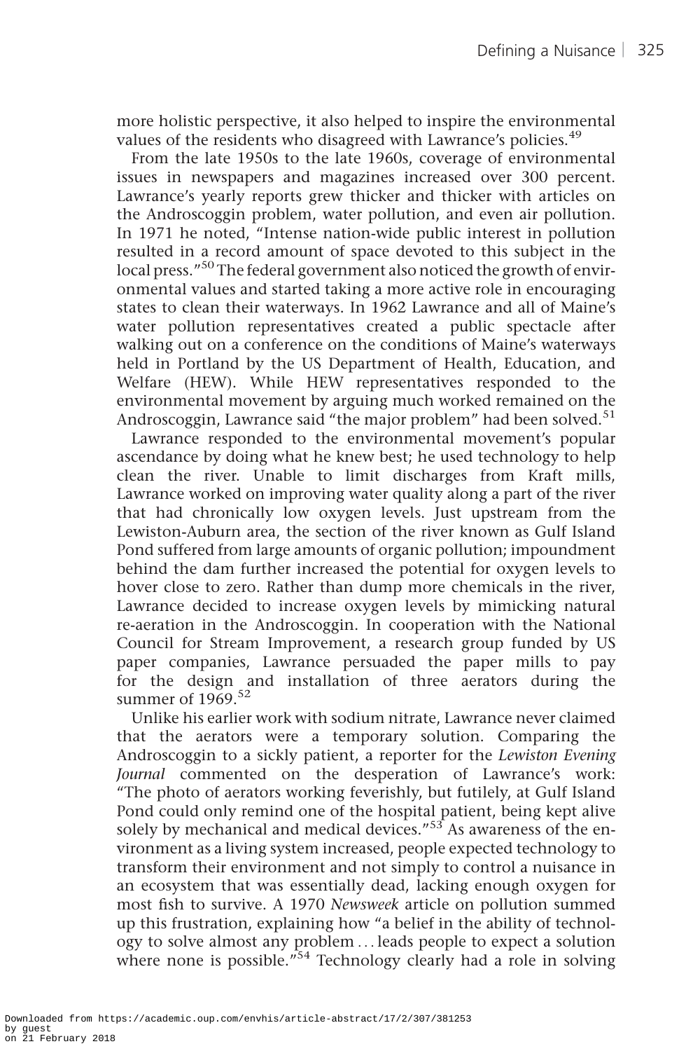more holistic perspective, it also helped to inspire the environmental values of the residents who disagreed with Lawrance's policies.[49]

From the late 1950s to the late 1960s, coverage of environmental issues in newspapers and magazines increased over 300 percent. Lawrance's yearly reports grew thicker and thicker with articles on the Androscoggin problem, water pollution, and even air pollution. In 1971 he noted, "Intense nation-wide public interest in pollution resulted in a record amount of space devoted to this subject in the local press."[50] The federal government also noticed the growth of environmental values and started taking a more active role in encouraging states to clean their waterways. In 1962 Lawrance and all of Maine's water pollution representatives created a public spectacle after walking out on a conference on the conditions of Maine's waterways held in Portland by the US Department of Health, Education, and Welfare (HEW). While HEW representatives responded to the environmental movement by arguing much worked remained on the Androscoggin, Lawrance said "the major problem" had been solved.[51]

Lawrance responded to the environmental movement's popular ascendance by doing what he knew best; he used technology to help clean the river. Unable to limit discharges from Kraft mills, Lawrance worked on improving water quality along a part of the river that had chronically low oxygen levels. Just upstream from the Lewiston-Auburn area, the section of the river known as Gulf Island Pond suffered from large amounts of organic pollution; impoundment behind the dam further increased the potential for oxygen levels to hover close to zero. Rather than dump more chemicals in the river, Lawrance decided to increase oxygen levels by mimicking natural re-aeration in the Androscoggin. In cooperation with the National Council for Stream Improvement, a research group funded by US paper companies, Lawrance persuaded the paper mills to pay for the design and installation of three aerators during the summer of 1969.[52]

Unlike his earlier work with sodium nitrate, Lawrance never claimed that the aerators were a temporary solution. Comparing the Androscoggin to a sickly patient, a reporter for the *Lewiston Evening Journal* commented on the desperation of Lawrance's work: "The photo of aerators working feverishly, but futilely, at Gulf Island Pond could only remind one of the hospital patient, being kept alive solely by mechanical and medical devices."[53] As awareness of the environment as a living system increased, people expected technology to transform their environment and not simply to control a nuisance in an ecosystem that was essentially dead, lacking enough oxygen for most fish to survive. A 1970 *Newsweek* article on pollution summed up this frustration, explaining how "a belief in the ability of technology to solve almost any problem . . . leads people to expect a solution where none is possible."[54] Technology clearly had a role in solving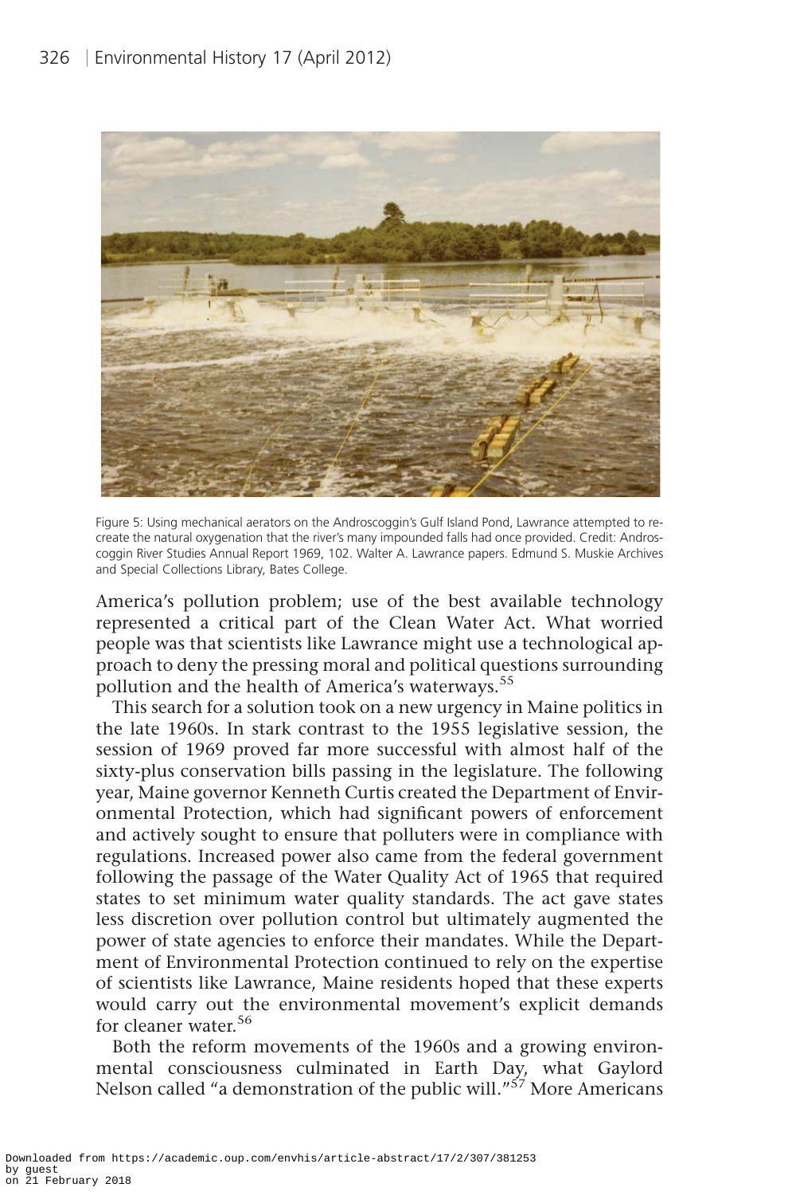Figure 5: Using mechanical aerators on the Androscoggin's Gulf Island Pond, Lawrance attempted to re-create the natural oxygenation that the river's many impounded falls had once provided. Credit: Androscoggin River Studies Annual Report 1969, 102. Walter A. Lawrance papers. Edmund S. Muskie Archives and Special Collections Library, Bates College.

America's pollution problem; use of the best available technology represented a critical part of the Clean Water Act. What worried people was that scientists like Lawrance might use a technological approach to deny the pressing moral and political questions surrounding pollution and the health of America's waterways.[55]

This search for a solution took on a new urgency in Maine politics in the late 1960s. In stark contrast to the 1955 legislative session, the session of 1969 proved far more successful with almost half of the sixty-plus conservation bills passing in the legislature. The following year, Maine governor Kenneth Curtis created the Department of Environmental Protection, which had significant powers of enforcement and actively sought to ensure that polluters were in compliance with regulations. Increased power also came from the federal government following the passage of the Water Quality Act of 1965 that required states to set minimum water quality standards. The act gave states less discretion over pollution control but ultimately augmented the power of state agencies to enforce their mandates. While the Department of Environmental Protection continued to rely on the expertise of scientists like Lawrance, Maine residents hoped that these experts would carry out the environmental movement's explicit demands for cleaner water.[56]

Both the reform movements of the 1960s and a growing environmental consciousness culminated in Earth Day, what Gaylord Nelson called "a demonstration of the public will."[57] More Americans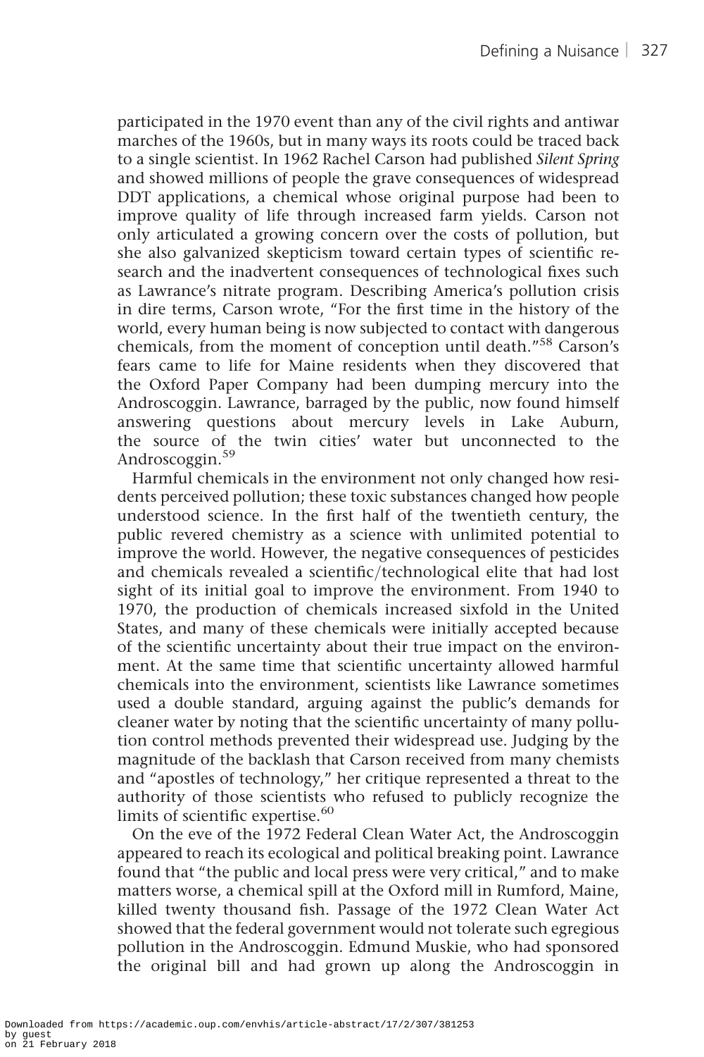participated in the 1970 event than any of the civil rights and antiwar marches of the 1960s, but in many ways its roots could be traced back to a single scientist. In 1962 Rachel Carson had published *Silent Spring* and showed millions of people the grave consequences of widespread DDT applications, a chemical whose original purpose had been to improve quality of life through increased farm yields. Carson not only articulated a growing concern over the costs of pollution, but she also galvanized skepticism toward certain types of scientific research and the inadvertent consequences of technological fixes such as Lawrance's nitrate program. Describing America's pollution crisis in dire terms, Carson wrote, "For the first time in the history of the world, every human being is now subjected to contact with dangerous chemicals, from the moment of conception until death."[58] Carson's fears came to life for Maine residents when they discovered that the Oxford Paper Company had been dumping mercury into the Androscoggin. Lawrance, barraged by the public, now found himself answering questions about mercury levels in Lake Auburn, the source of the twin cities' water but unconnected to the Androscoggin.[59]

Harmful chemicals in the environment not only changed how residents perceived pollution; these toxic substances changed how people understood science. In the first half of the twentieth century, the public revered chemistry as a science with unlimited potential to improve the world. However, the negative consequences of pesticides and chemicals revealed a scientific/technological elite that had lost sight of its initial goal to improve the environment. From 1940 to 1970, the production of chemicals increased sixfold in the United States, and many of these chemicals were initially accepted because of the scientific uncertainty about their true impact on the environment. At the same time that scientific uncertainty allowed harmful chemicals into the environment, scientists like Lawrance sometimes used a double standard, arguing against the public's demands for cleaner water by noting that the scientific uncertainty of many pollution control methods prevented their widespread use. Judging by the magnitude of the backlash that Carson received from many chemists and "apostles of technology," her critique represented a threat to the authority of those scientists who refused to publicly recognize the limits of scientific expertise.[60]

On the eve of the 1972 Federal Clean Water Act, the Androscoggin appeared to reach its ecological and political breaking point. Lawrance found that "the public and local press were very critical," and to make matters worse, a chemical spill at the Oxford mill in Rumford, Maine, killed twenty thousand fish. Passage of the 1972 Clean Water Act showed that the federal government would not tolerate such egregious pollution in the Androscoggin. Edmund Muskie, who had sponsored the original bill and had grown up along the Androscoggin in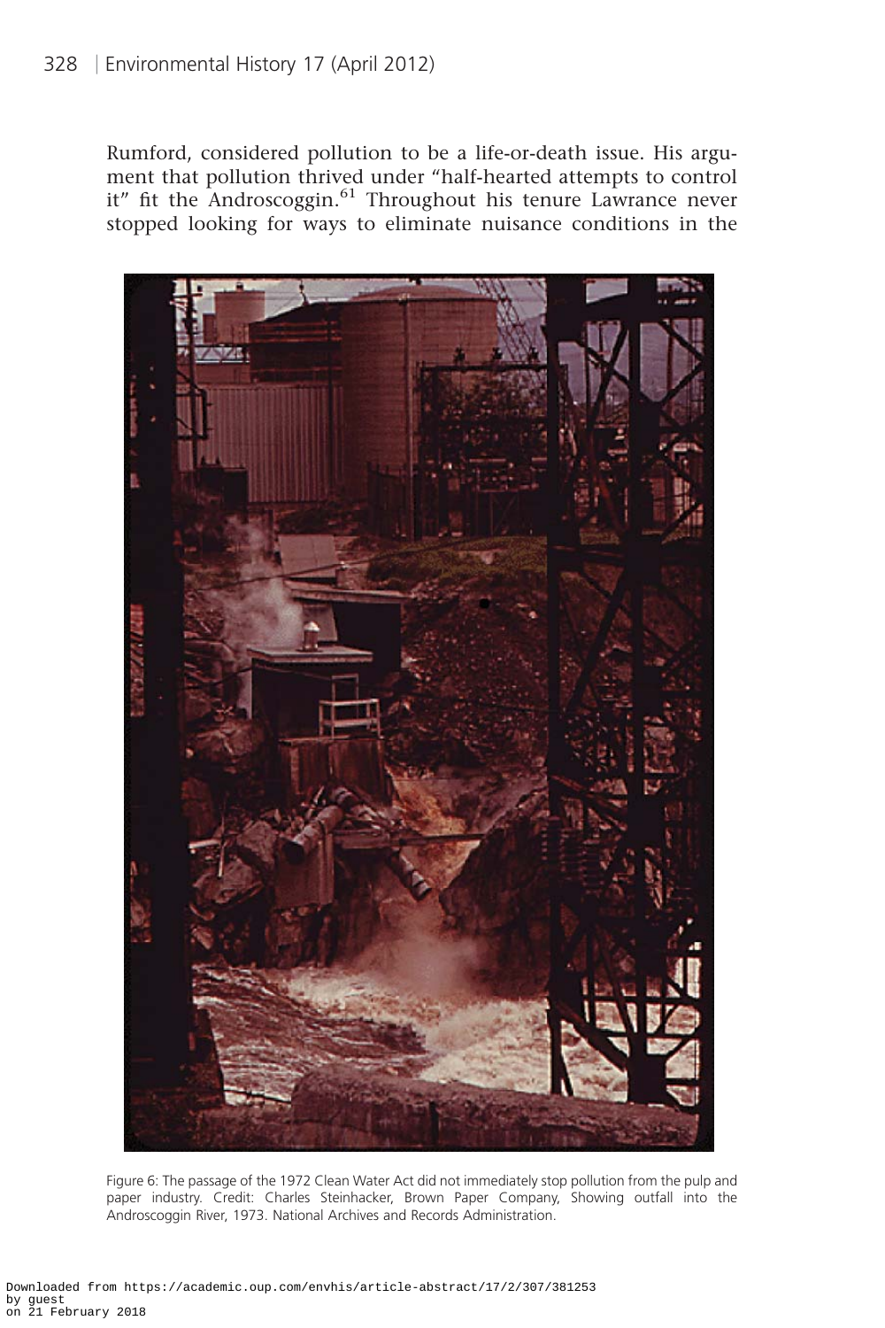Rumford, considered pollution to be a life-or-death issue. His argument that pollution thrived under "half-hearted attempts to control it" fit the Androscoggin.[61] Throughout his tenure Lawrance never stopped looking for ways to eliminate nuisance conditions in the

Figure 6: The passage of the 1972 Clean Water Act did not immediately stop pollution from the pulp and paper industry. Credit: Charles Steinhacker, Brown Paper Company, Showing outfall into the Androscoggin River, 1973. National Archives and Records Administration.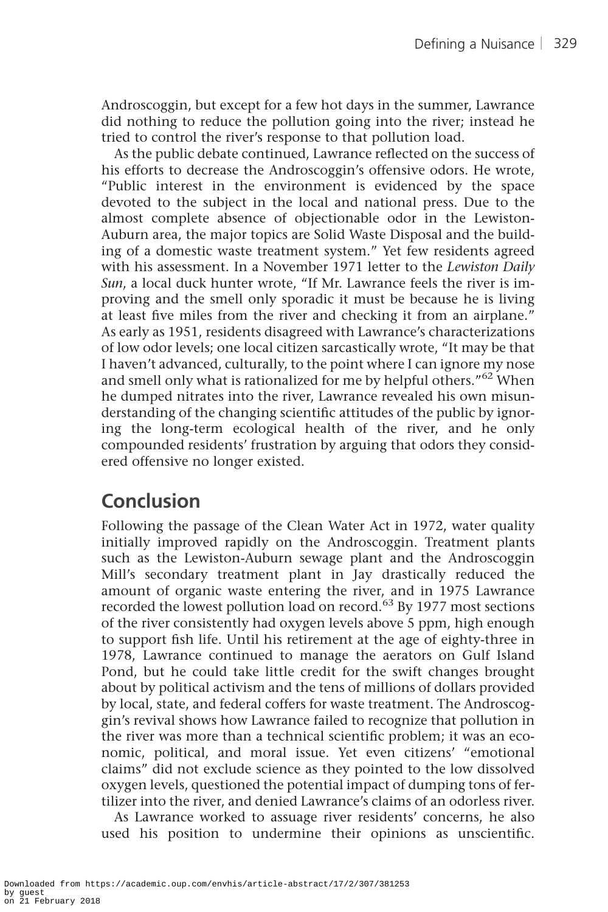Androscoggin, but except for a few hot days in the summer, Lawrance did nothing to reduce the pollution going into the river; instead he tried to control the river's response to that pollution load.

As the public debate continued, Lawrance reflected on the success of his efforts to decrease the Androscoggin's offensive odors. He wrote, "Public interest in the environment is evidenced by the space devoted to the subject in the local and national press. Due to the almost complete absence of objectionable odor in the Lewiston-Auburn area, the major topics are Solid Waste Disposal and the building of a domestic waste treatment system." Yet few residents agreed with his assessment. In a November 1971 letter to the *Lewiston Daily Sun*, a local duck hunter wrote, "If Mr. Lawrance feels the river is improving and the smell only sporadic it must be because he is living at least five miles from the river and checking it from an airplane." As early as 1951, residents disagreed with Lawrance's characterizations of low odor levels; one local citizen sarcastically wrote, "It may be that I haven't advanced, culturally, to the point where I can ignore my nose and smell only what is rationalized for me by helpful others."[62] When he dumped nitrates into the river, Lawrance revealed his own misunderstanding of the changing scientific attitudes of the public by ignoring the long-term ecological health of the river, and he only compounded residents' frustration by arguing that odors they considered offensive no longer existed.

## Conclusion

Following the passage of the Clean Water Act in 1972, water quality initially improved rapidly on the Androscoggin. Treatment plants such as the Lewiston-Auburn sewage plant and the Androscoggin Mill's secondary treatment plant in Jay drastically reduced the amount of organic waste entering the river, and in 1975 Lawrance recorded the lowest pollution load on record.[63] By 1977 most sections of the river consistently had oxygen levels above 5 ppm, high enough to support fish life. Until his retirement at the age of eighty-three in 1978, Lawrance continued to manage the aerators on Gulf Island Pond, but he could take little credit for the swift changes brought about by political activism and the tens of millions of dollars provided by local, state, and federal coffers for waste treatment. The Androscoggin's revival shows how Lawrance failed to recognize that pollution in the river was more than a technical scientific problem; it was an economic, political, and moral issue. Yet even citizens' "emotional claims" did not exclude science as they pointed to the low dissolved oxygen levels, questioned the potential impact of dumping tons of fertilizer into the river, and denied Lawrance's claims of an odorless river.

As Lawrance worked to assuage river residents' concerns, he also used his position to undermine their opinions as unscientific.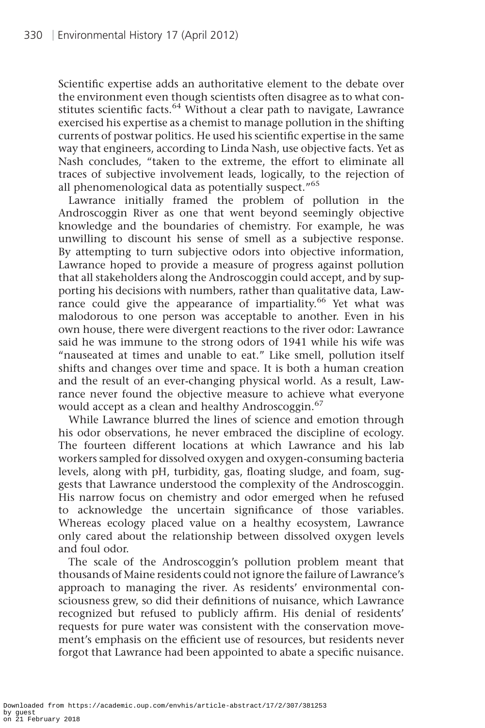Scientific expertise adds an authoritative element to the debate over the environment even though scientists often disagree as to what constitutes scientific facts.[64] Without a clear path to navigate, Lawrance exercised his expertise as a chemist to manage pollution in the shifting currents of postwar politics. He used his scientific expertise in the same way that engineers, according to Linda Nash, use objective facts. Yet as Nash concludes, "taken to the extreme, the effort to eliminate all traces of subjective involvement leads, logically, to the rejection of all phenomenological data as potentially suspect."[65]

Lawrance initially framed the problem of pollution in the Androscoggin River as one that went beyond seemingly objective knowledge and the boundaries of chemistry. For example, he was unwilling to discount his sense of smell as a subjective response. By attempting to turn subjective odors into objective information, Lawrance hoped to provide a measure of progress against pollution that all stakeholders along the Androscoggin could accept, and by supporting his decisions with numbers, rather than qualitative data, Lawrance could give the appearance of impartiality.[66] Yet what was malodorous to one person was acceptable to another. Even in his own house, there were divergent reactions to the river odor: Lawrance said he was immune to the strong odors of 1941 while his wife was "nauseated at times and unable to eat." Like smell, pollution itself shifts and changes over time and space. It is both a human creation and the result of an ever-changing physical world. As a result, Lawrance never found the objective measure to achieve what everyone would accept as a clean and healthy Androscoggin.[67]

While Lawrance blurred the lines of science and emotion through his odor observations, he never embraced the discipline of ecology. The fourteen different locations at which Lawrance and his lab workers sampled for dissolved oxygen and oxygen-consuming bacteria levels, along with pH, turbidity, gas, floating sludge, and foam, suggests that Lawrance understood the complexity of the Androscoggin. His narrow focus on chemistry and odor emerged when he refused to acknowledge the uncertain significance of those variables. Whereas ecology placed value on a healthy ecosystem, Lawrance only cared about the relationship between dissolved oxygen levels and foul odor.

The scale of the Androscoggin's pollution problem meant that thousands of Maine residents could not ignore the failure of Lawrance's approach to managing the river. As residents' environmental consciousness grew, so did their definitions of nuisance, which Lawrance recognized but refused to publicly affirm. His denial of residents' requests for pure water was consistent with the conservation movement's emphasis on the efficient use of resources, but residents never forgot that Lawrance had been appointed to abate a specific nuisance.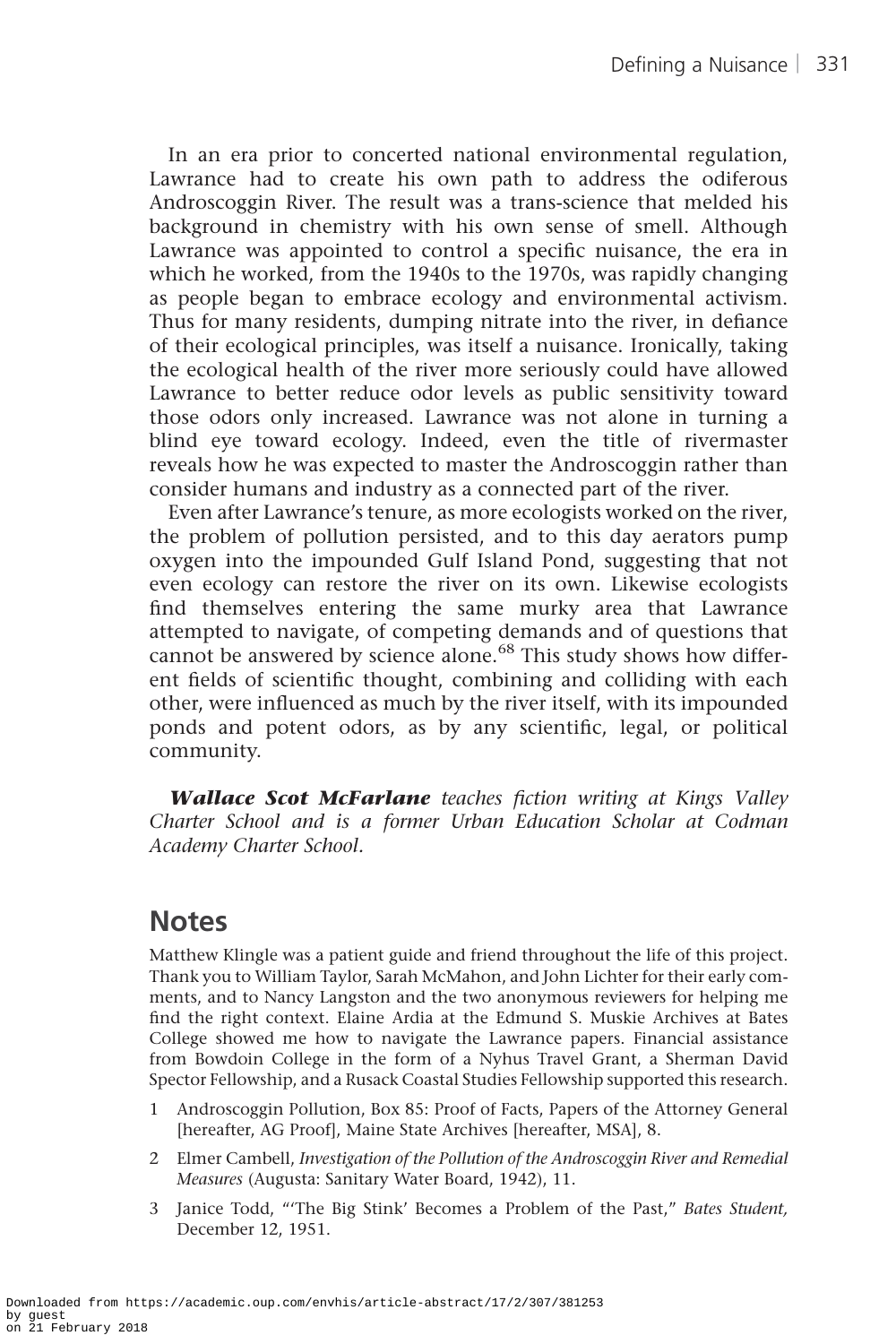In an era prior to concerted national environmental regulation, Lawrance had to create his own path to address the odiferous Androscoggin River. The result was a trans-science that melded his background in chemistry with his own sense of smell. Although Lawrance was appointed to control a specific nuisance, the era in which he worked, from the 1940s to the 1970s, was rapidly changing as people began to embrace ecology and environmental activism. Thus for many residents, dumping nitrate into the river, in defiance of their ecological principles, was itself a nuisance. Ironically, taking the ecological health of the river more seriously could have allowed Lawrance to better reduce odor levels as public sensitivity toward those odors only increased. Lawrance was not alone in turning a blind eye toward ecology. Indeed, even the title of rivermaster reveals how he was expected to master the Androscoggin rather than consider humans and industry as a connected part of the river.

Even after Lawrance's tenure, as more ecologists worked on the river, the problem of pollution persisted, and to this day aerators pump oxygen into the impounded Gulf Island Pond, suggesting that not even ecology can restore the river on its own. Likewise ecologists find themselves entering the same murky area that Lawrance attempted to navigate, of competing demands and of questions that cannot be answered by science alone.[68] This study shows how different fields of scientific thought, combining and colliding with each other, were influenced as much by the river itself, with its impounded ponds and potent odors, as by any scientific, legal, or political community.

***Wallace Scot McFarlane*** *teaches fiction writing at Kings Valley Charter School and is a former Urban Education Scholar at Codman Academy Charter School.*

## Notes

Matthew Klingle was a patient guide and friend throughout the life of this project. Thank you to William Taylor, Sarah McMahon, and John Lichter for their early comments, and to Nancy Langston and the two anonymous reviewers for helping me find the right context. Elaine Ardia at the Edmund S. Muskie Archives at Bates College showed me how to navigate the Lawrance papers. Financial assistance from Bowdoin College in the form of a Nyhus Travel Grant, a Sherman David Spector Fellowship, and a Rusack Coastal Studies Fellowship supported this research.

1 Androscoggin Pollution, Box 85: Proof of Facts, Papers of the Attorney General [hereafter, AG Proof], Maine State Archives [hereafter, MSA], 8.

2 Elmer Cambell, *Investigation of the Pollution of the Androscoggin River and Remedial Measures* (Augusta: Sanitary Water Board, 1942), 11.

3 Janice Todd, "'The Big Stink' Becomes a Problem of the Past," *Bates Student,* December 12, 1951.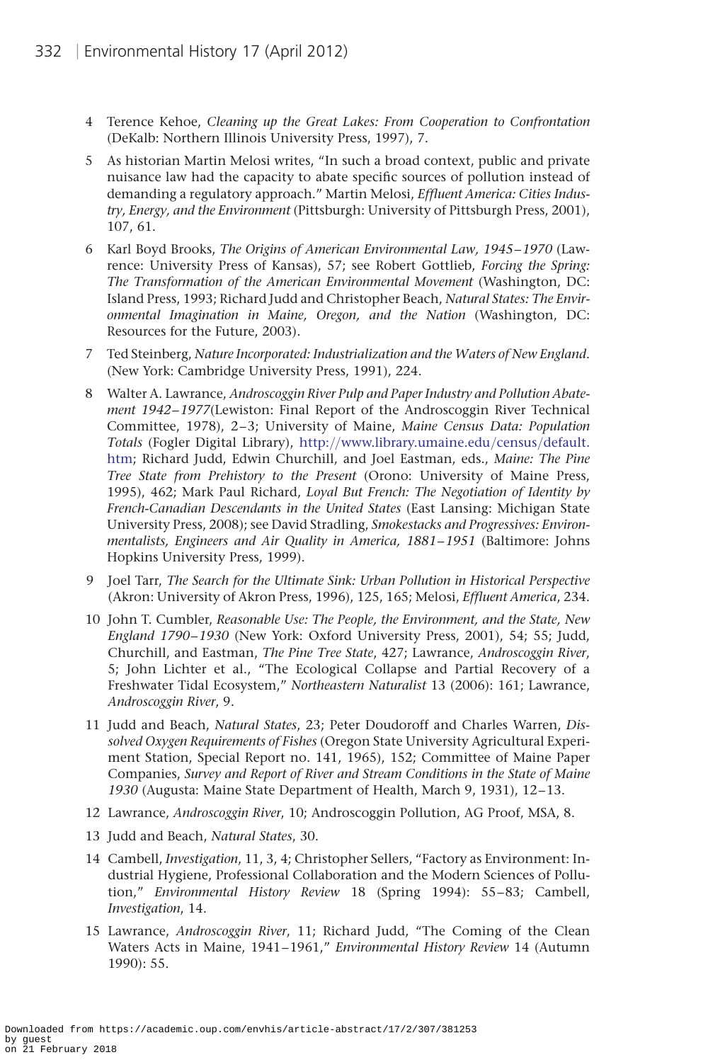4 Terence Kehoe, *Cleaning up the Great Lakes: From Cooperation to Confrontation* (DeKalb: Northern Illinois University Press, 1997), 7.

5 As historian Martin Melosi writes, "In such a broad context, public and private nuisance law had the capacity to abate specific sources of pollution instead of demanding a regulatory approach." Martin Melosi, *Effluent America: Cities Industry, Energy, and the Environment* (Pittsburgh: University of Pittsburgh Press, 2001), 107, 61.

6 Karl Boyd Brooks, *The Origins of American Environmental Law, 1945–1970* (Lawrence: University Press of Kansas), 57; see Robert Gottlieb, *Forcing the Spring: The Transformation of the American Environmental Movement* (Washington, DC: Island Press, 1993; Richard Judd and Christopher Beach, *Natural States: The Environmental Imagination in Maine, Oregon, and the Nation* (Washington, DC: Resources for the Future, 2003).

7 Ted Steinberg, *Nature Incorporated: Industrialization and the Waters of New England*. (New York: Cambridge University Press, 1991), 224.

8 Walter A. Lawrance, *Androscoggin River Pulp and Paper Industry and Pollution Abatement 1942–1977*(Lewiston: Final Report of the Androscoggin River Technical Committee, 1978), 2–3; University of Maine, *Maine Census Data: Population Totals* (Fogler Digital Library), http://www.library.umaine.edu/census/default.htm; Richard Judd, Edwin Churchill, and Joel Eastman, eds., *Maine: The Pine Tree State from Prehistory to the Present* (Orono: University of Maine Press, 1995), 462; Mark Paul Richard, *Loyal But French: The Negotiation of Identity by French-Canadian Descendants in the United States* (East Lansing: Michigan State University Press, 2008); see David Stradling, *Smokestacks and Progressives: Environmentalists, Engineers and Air Quality in America, 1881–1951* (Baltimore: Johns Hopkins University Press, 1999).

9 Joel Tarr, *The Search for the Ultimate Sink: Urban Pollution in Historical Perspective* (Akron: University of Akron Press, 1996), 125, 165; Melosi, *Effluent America*, 234.

10 John T. Cumbler, *Reasonable Use: The People, the Environment, and the State, New England 1790–1930* (New York: Oxford University Press, 2001), 54; 55; Judd, Churchill, and Eastman, *The Pine Tree State*, 427; Lawrance, *Androscoggin River*, 5; John Lichter et al., "The Ecological Collapse and Partial Recovery of a Freshwater Tidal Ecosystem," *Northeastern Naturalist* 13 (2006): 161; Lawrance, *Androscoggin River*, 9.

11 Judd and Beach, *Natural States*, 23; Peter Doudoroff and Charles Warren, *Dissolved Oxygen Requirements of Fishes* (Oregon State University Agricultural Experiment Station, Special Report no. 141, 1965), 152; Committee of Maine Paper Companies, *Survey and Report of River and Stream Conditions in the State of Maine 1930* (Augusta: Maine State Department of Health, March 9, 1931), 12–13.

12 Lawrance, *Androscoggin River*, 10; Androscoggin Pollution, AG Proof, MSA, 8.

13 Judd and Beach, *Natural States*, 30.

14 Cambell, *Investigation*, 11, 3, 4; Christopher Sellers, "Factory as Environment: Industrial Hygiene, Professional Collaboration and the Modern Sciences of Pollution," *Environmental History Review* 18 (Spring 1994): 55–83; Cambell, *Investigation*, 14.

15 Lawrance, *Androscoggin River*, 11; Richard Judd, "The Coming of the Clean Waters Acts in Maine, 1941–1961," *Environmental History Review* 14 (Autumn 1990): 55.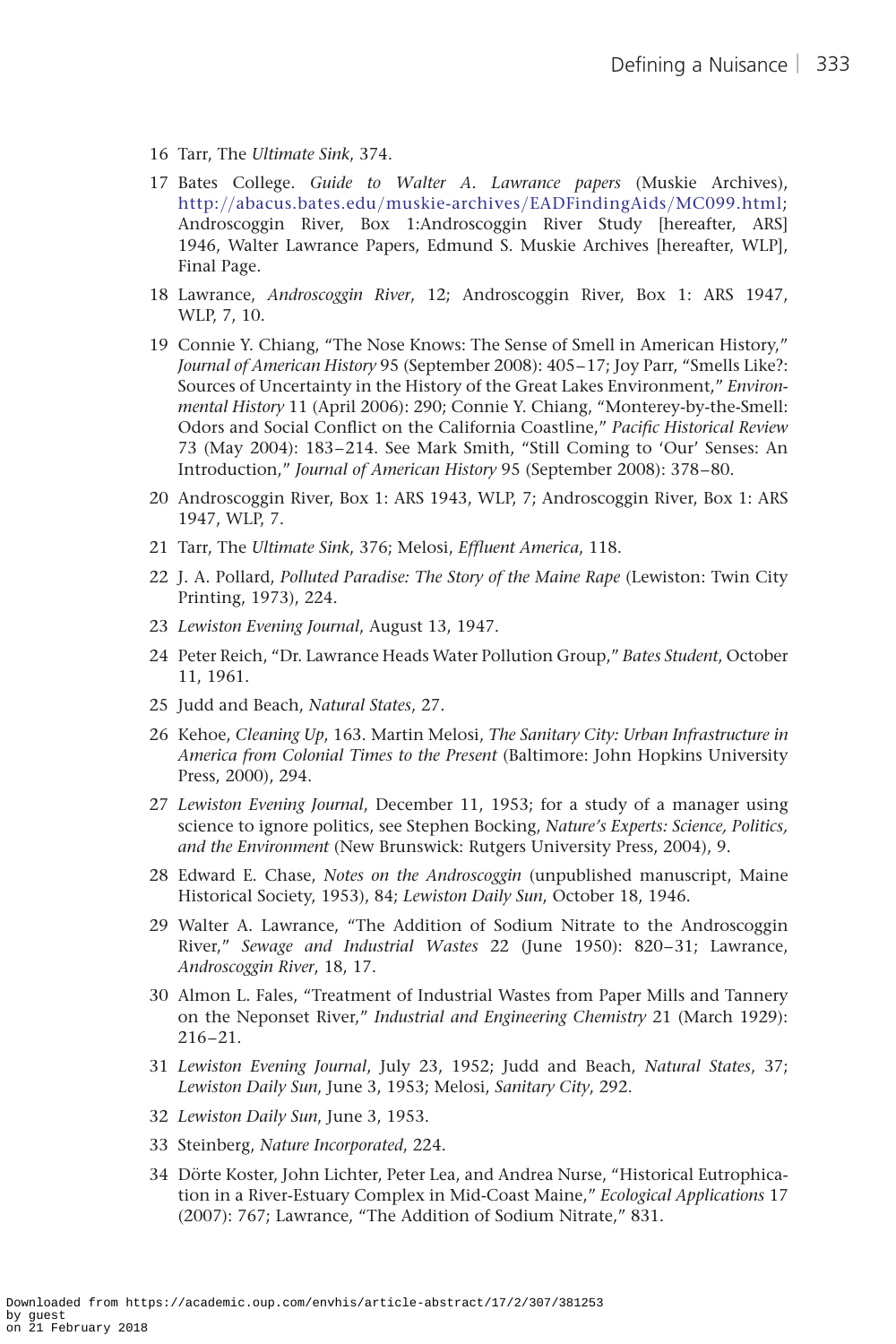16 Tarr, The *Ultimate Sink*, 374.

17 Bates College. *Guide to Walter A. Lawrance papers* (Muskie Archives), http://abacus.bates.edu/muskie-archives/EADFindingAids/MC099.html; Androscoggin River, Box 1:Androscoggin River Study [hereafter, ARS] 1946, Walter Lawrance Papers, Edmund S. Muskie Archives [hereafter, WLP], Final Page.

18 Lawrance, *Androscoggin River*, 12; Androscoggin River, Box 1: ARS 1947, WLP, 7, 10.

19 Connie Y. Chiang, "The Nose Knows: The Sense of Smell in American History," *Journal of American History* 95 (September 2008): 405–17; Joy Parr, "Smells Like?: Sources of Uncertainty in the History of the Great Lakes Environment," *Environmental History* 11 (April 2006): 290; Connie Y. Chiang, "Monterey-by-the-Smell: Odors and Social Conflict on the California Coastline," *Pacific Historical Review* 73 (May 2004): 183–214. See Mark Smith, "Still Coming to 'Our' Senses: An Introduction," *Journal of American History* 95 (September 2008): 378–80.

20 Androscoggin River, Box 1: ARS 1943, WLP, 7; Androscoggin River, Box 1: ARS 1947, WLP, 7.

21 Tarr, The *Ultimate Sink*, 376; Melosi, *Effluent America*, 118.

22 J. A. Pollard, *Polluted Paradise: The Story of the Maine Rape* (Lewiston: Twin City Printing, 1973), 224.

23 *Lewiston Evening Journal*, August 13, 1947.

24 Peter Reich, "Dr. Lawrance Heads Water Pollution Group," *Bates Student*, October 11, 1961.

25 Judd and Beach, *Natural States*, 27.

26 Kehoe, *Cleaning Up*, 163. Martin Melosi, *The Sanitary City: Urban Infrastructure in America from Colonial Times to the Present* (Baltimore: John Hopkins University Press, 2000), 294.

27 *Lewiston Evening Journal*, December 11, 1953; for a study of a manager using science to ignore politics, see Stephen Bocking, *Nature's Experts: Science, Politics, and the Environment* (New Brunswick: Rutgers University Press, 2004), 9.

28 Edward E. Chase, *Notes on the Androscoggin* (unpublished manuscript, Maine Historical Society, 1953), 84; *Lewiston Daily Sun*, October 18, 1946.

29 Walter A. Lawrance, "The Addition of Sodium Nitrate to the Androscoggin River," *Sewage and Industrial Wastes* 22 (June 1950): 820–31; Lawrance, *Androscoggin River*, 18, 17.

30 Almon L. Fales, "Treatment of Industrial Wastes from Paper Mills and Tannery on the Neponset River," *Industrial and Engineering Chemistry* 21 (March 1929): 216–21.

31 *Lewiston Evening Journal*, July 23, 1952; Judd and Beach, *Natural States*, 37; *Lewiston Daily Sun*, June 3, 1953; Melosi, *Sanitary City*, 292.

32 *Lewiston Daily Sun*, June 3, 1953.

33 Steinberg, *Nature Incorporated*, 224.

34 Dörte Koster, John Lichter, Peter Lea, and Andrea Nurse, "Historical Eutrophication in a River-Estuary Complex in Mid-Coast Maine," *Ecological Applications* 17 (2007): 767; Lawrance, "The Addition of Sodium Nitrate," 831.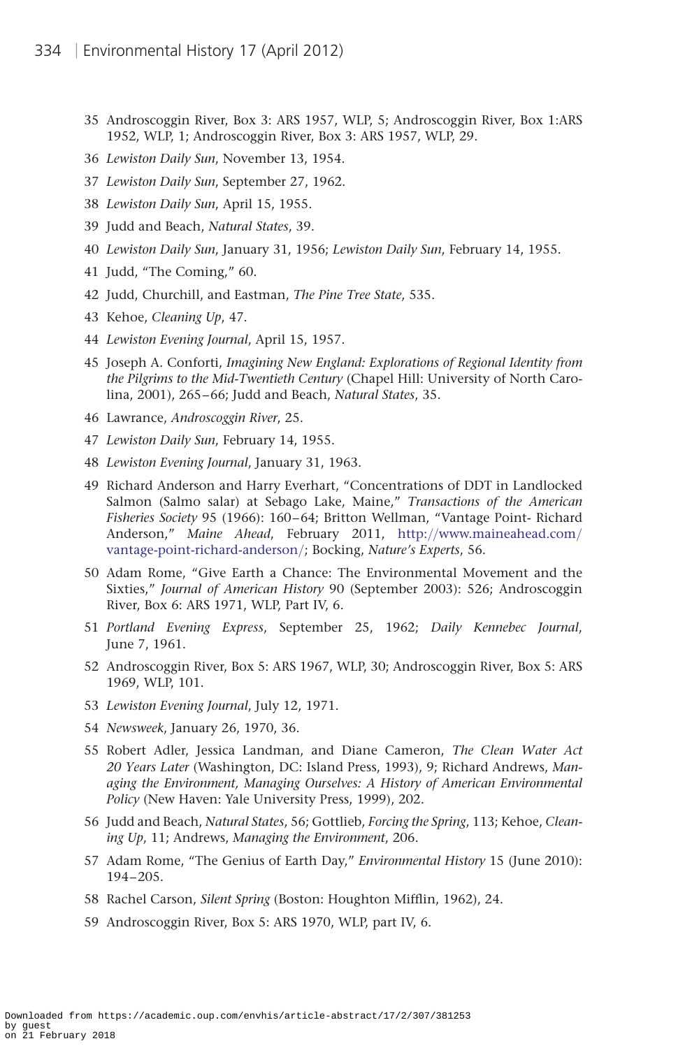35 Androscoggin River, Box 3: ARS 1957, WLP, 5; Androscoggin River, Box 1:ARS 1952, WLP, 1; Androscoggin River, Box 3: ARS 1957, WLP, 29.

36 *Lewiston Daily Sun*, November 13, 1954.

37 *Lewiston Daily Sun*, September 27, 1962.

38 *Lewiston Daily Sun*, April 15, 1955.

39 Judd and Beach, *Natural States*, 39.

40 *Lewiston Daily Sun*, January 31, 1956; *Lewiston Daily Sun*, February 14, 1955.

41 Judd, "The Coming," 60.

42 Judd, Churchill, and Eastman, *The Pine Tree State*, 535.

43 Kehoe, *Cleaning Up*, 47.

44 *Lewiston Evening Journal*, April 15, 1957.

45 Joseph A. Conforti, *Imagining New England: Explorations of Regional Identity from the Pilgrims to the Mid-Twentieth Century* (Chapel Hill: University of North Carolina, 2001), 265–66; Judd and Beach, *Natural States*, 35.

46 Lawrance, *Androscoggin River*, 25.

47 *Lewiston Daily Sun*, February 14, 1955.

48 *Lewiston Evening Journal*, January 31, 1963.

49 Richard Anderson and Harry Everhart, "Concentrations of DDT in Landlocked Salmon (Salmo salar) at Sebago Lake, Maine," *Transactions of the American Fisheries Society* 95 (1966): 160–64; Britton Wellman, "Vantage Point- Richard Anderson," *Maine Ahead*, February 2011, http://www.maineahead.com/vantage-point-richard-anderson/; Bocking, *Nature's Experts*, 56.

50 Adam Rome, "Give Earth a Chance: The Environmental Movement and the Sixties," *Journal of American History* 90 (September 2003): 526; Androscoggin River, Box 6: ARS 1971, WLP, Part IV, 6.

51 *Portland Evening Express*, September 25, 1962; *Daily Kennebec Journal*, June 7, 1961.

52 Androscoggin River, Box 5: ARS 1967, WLP, 30; Androscoggin River, Box 5: ARS 1969, WLP, 101.

53 *Lewiston Evening Journal*, July 12, 1971.

54 *Newsweek*, January 26, 1970, 36.

55 Robert Adler, Jessica Landman, and Diane Cameron, *The Clean Water Act 20 Years Later* (Washington, DC: Island Press, 1993), 9; Richard Andrews, *Managing the Environment, Managing Ourselves: A History of American Environmental Policy* (New Haven: Yale University Press, 1999), 202.

56 Judd and Beach, *Natural States*, 56; Gottlieb, *Forcing the Spring*, 113; Kehoe, *Cleaning Up*, 11; Andrews, *Managing the Environment*, 206.

57 Adam Rome, "The Genius of Earth Day," *Environmental History* 15 (June 2010): 194–205.

58 Rachel Carson, *Silent Spring* (Boston: Houghton Mifflin, 1962), 24.

59 Androscoggin River, Box 5: ARS 1970, WLP, part IV, 6.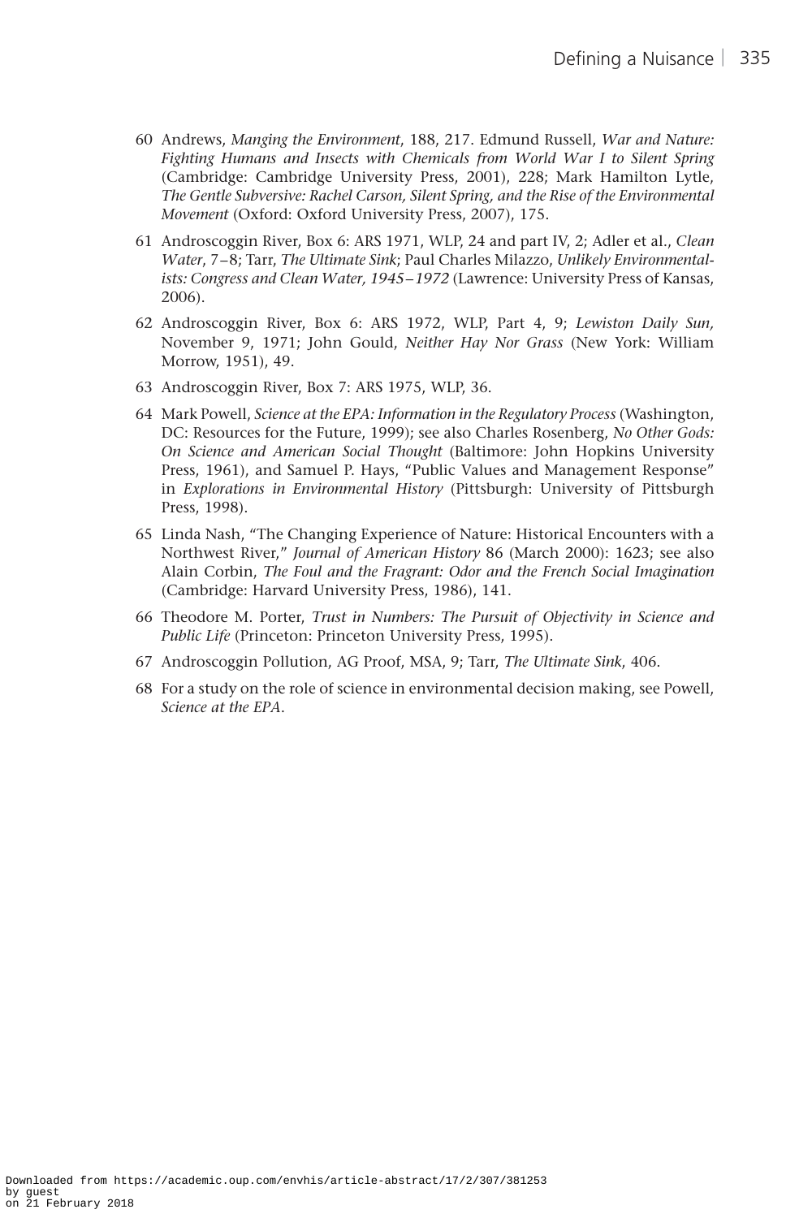60 Andrews, *Manging the Environment*, 188, 217. Edmund Russell, *War and Nature: Fighting Humans and Insects with Chemicals from World War I to Silent Spring* (Cambridge: Cambridge University Press, 2001), 228; Mark Hamilton Lytle, *The Gentle Subversive: Rachel Carson, Silent Spring, and the Rise of the Environmental Movement* (Oxford: Oxford University Press, 2007), 175.

61 Androscoggin River, Box 6: ARS 1971, WLP, 24 and part IV, 2; Adler et al., *Clean Water*, 7–8; Tarr, *The Ultimate Sink*; Paul Charles Milazzo, *Unlikely Environmentalists: Congress and Clean Water, 1945–1972* (Lawrence: University Press of Kansas, 2006).

62 Androscoggin River, Box 6: ARS 1972, WLP, Part 4, 9; *Lewiston Daily Sun,* November 9, 1971; John Gould, *Neither Hay Nor Grass* (New York: William Morrow, 1951), 49.

63 Androscoggin River, Box 7: ARS 1975, WLP, 36.

64 Mark Powell, *Science at the EPA: Information in the Regulatory Process* (Washington, DC: Resources for the Future, 1999); see also Charles Rosenberg, *No Other Gods: On Science and American Social Thought* (Baltimore: John Hopkins University Press, 1961), and Samuel P. Hays, "Public Values and Management Response" in *Explorations in Environmental History* (Pittsburgh: University of Pittsburgh Press, 1998).

65 Linda Nash, "The Changing Experience of Nature: Historical Encounters with a Northwest River," *Journal of American History* 86 (March 2000): 1623; see also Alain Corbin, *The Foul and the Fragrant: Odor and the French Social Imagination* (Cambridge: Harvard University Press, 1986), 141.

66 Theodore M. Porter, *Trust in Numbers: The Pursuit of Objectivity in Science and Public Life* (Princeton: Princeton University Press, 1995).

67 Androscoggin Pollution, AG Proof, MSA, 9; Tarr, *The Ultimate Sink*, 406.

68 For a study on the role of science in environmental decision making, see Powell, *Science at the EPA*.